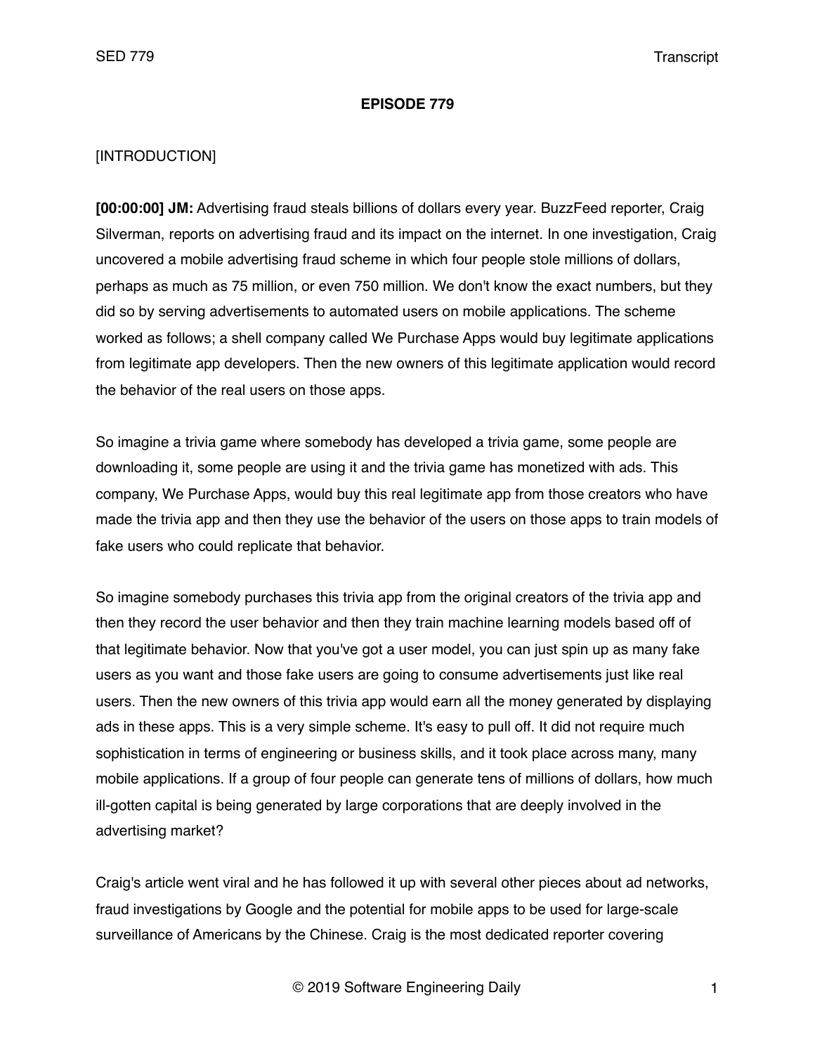# EPISODE 779

[INTRODUCTION]

**[00:00:00] JM:** Advertising fraud steals billions of dollars every year. BuzzFeed reporter, Craig Silverman, reports on advertising fraud and its impact on the internet. In one investigation, Craig uncovered a mobile advertising fraud scheme in which four people stole millions of dollars, perhaps as much as 75 million, or even 750 million. We don't know the exact numbers, but they did so by serving advertisements to automated users on mobile applications. The scheme worked as follows; a shell company called We Purchase Apps would buy legitimate applications from legitimate app developers. Then the new owners of this legitimate application would record the behavior of the real users on those apps.

So imagine a trivia game where somebody has developed a trivia game, some people are downloading it, some people are using it and the trivia game has monetized with ads. This company, We Purchase Apps, would buy this real legitimate app from those creators who have made the trivia app and then they use the behavior of the users on those apps to train models of fake users who could replicate that behavior.

So imagine somebody purchases this trivia app from the original creators of the trivia app and then they record the user behavior and then they train machine learning models based off of that legitimate behavior. Now that you've got a user model, you can just spin up as many fake users as you want and those fake users are going to consume advertisements just like real users. Then the new owners of this trivia app would earn all the money generated by displaying ads in these apps. This is a very simple scheme. It's easy to pull off. It did not require much sophistication in terms of engineering or business skills, and it took place across many, many mobile applications. If a group of four people can generate tens of millions of dollars, how much ill-gotten capital is being generated by large corporations that are deeply involved in the advertising market?

Craig's article went viral and he has followed it up with several other pieces about ad networks, fraud investigations by Google and the potential for mobile apps to be used for large-scale surveillance of Americans by the Chinese. Craig is the most dedicated reporter covering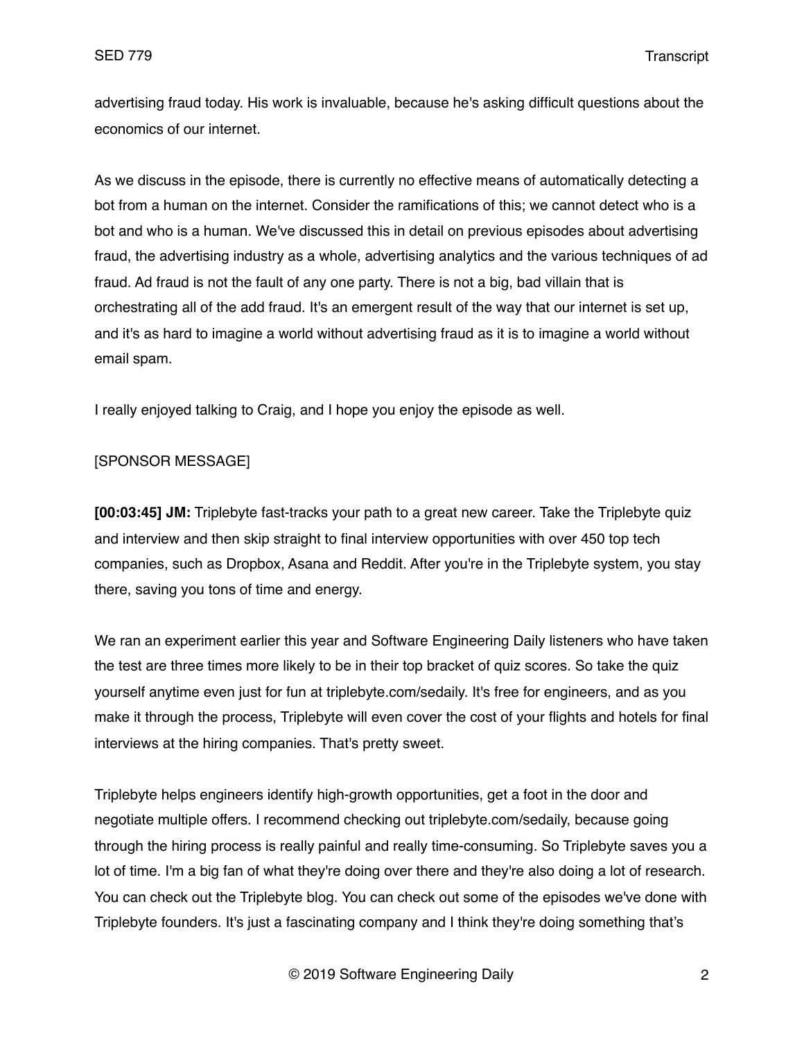advertising fraud today. His work is invaluable, because he's asking difficult questions about the economics of our internet.

As we discuss in the episode, there is currently no effective means of automatically detecting a bot from a human on the internet. Consider the ramifications of this; we cannot detect who is a bot and who is a human. We've discussed this in detail on previous episodes about advertising fraud, the advertising industry as a whole, advertising analytics and the various techniques of ad fraud. Ad fraud is not the fault of any one party. There is not a big, bad villain that is orchestrating all of the add fraud. It's an emergent result of the way that our internet is set up, and it's as hard to imagine a world without advertising fraud as it is to imagine a world without email spam.

I really enjoyed talking to Craig, and I hope you enjoy the episode as well.

[SPONSOR MESSAGE]

**[00:03:45] JM:** Triplebyte fast-tracks your path to a great new career. Take the Triplebyte quiz and interview and then skip straight to final interview opportunities with over 450 top tech companies, such as Dropbox, Asana and Reddit. After you're in the Triplebyte system, you stay there, saving you tons of time and energy.

We ran an experiment earlier this year and Software Engineering Daily listeners who have taken the test are three times more likely to be in their top bracket of quiz scores. So take the quiz yourself anytime even just for fun at triplebyte.com/sedaily. It's free for engineers, and as you make it through the process, Triplebyte will even cover the cost of your flights and hotels for final interviews at the hiring companies. That's pretty sweet.

Triplebyte helps engineers identify high-growth opportunities, get a foot in the door and negotiate multiple offers. I recommend checking out triplebyte.com/sedaily, because going through the hiring process is really painful and really time-consuming. So Triplebyte saves you a lot of time. I'm a big fan of what they're doing over there and they're also doing a lot of research. You can check out the Triplebyte blog. You can check out some of the episodes we've done with Triplebyte founders. It's just a fascinating company and I think they're doing something that's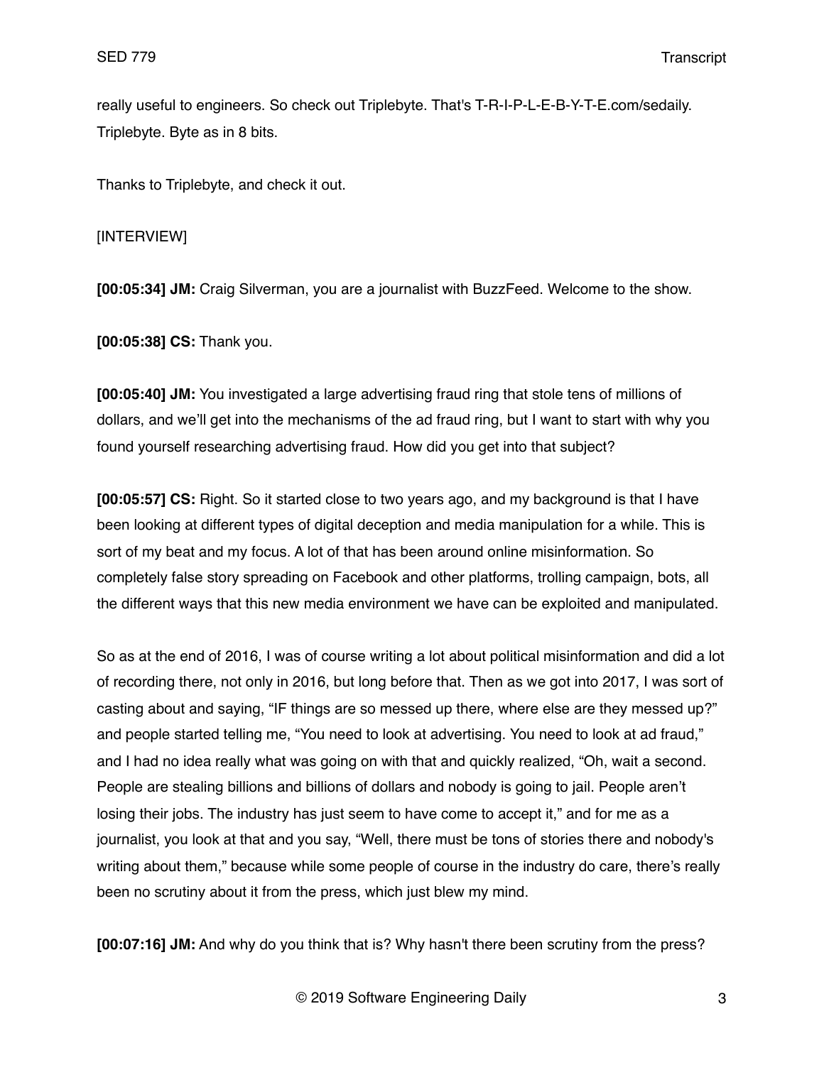really useful to engineers. So check out Triplebyte. That's T-R-I-P-L-E-B-Y-T-E.com/sedaily. Triplebyte. Byte as in 8 bits.

Thanks to Triplebyte, and check it out.

[INTERVIEW]

**[00:05:34] JM:** Craig Silverman, you are a journalist with BuzzFeed. Welcome to the show.

**[00:05:38] CS:** Thank you.

**[00:05:40] JM:** You investigated a large advertising fraud ring that stole tens of millions of dollars, and we'll get into the mechanisms of the ad fraud ring, but I want to start with why you found yourself researching advertising fraud. How did you get into that subject?

**[00:05:57] CS:** Right. So it started close to two years ago, and my background is that I have been looking at different types of digital deception and media manipulation for a while. This is sort of my beat and my focus. A lot of that has been around online misinformation. So completely false story spreading on Facebook and other platforms, trolling campaign, bots, all the different ways that this new media environment we have can be exploited and manipulated.

So as at the end of 2016, I was of course writing a lot about political misinformation and did a lot of recording there, not only in 2016, but long before that. Then as we got into 2017, I was sort of casting about and saying, "IF things are so messed up there, where else are they messed up?" and people started telling me, "You need to look at advertising. You need to look at ad fraud," and I had no idea really what was going on with that and quickly realized, "Oh, wait a second. People are stealing billions and billions of dollars and nobody is going to jail. People aren't losing their jobs. The industry has just seem to have come to accept it," and for me as a journalist, you look at that and you say, "Well, there must be tons of stories there and nobody's writing about them," because while some people of course in the industry do care, there's really been no scrutiny about it from the press, which just blew my mind.

**[00:07:16] JM:** And why do you think that is? Why hasn't there been scrutiny from the press?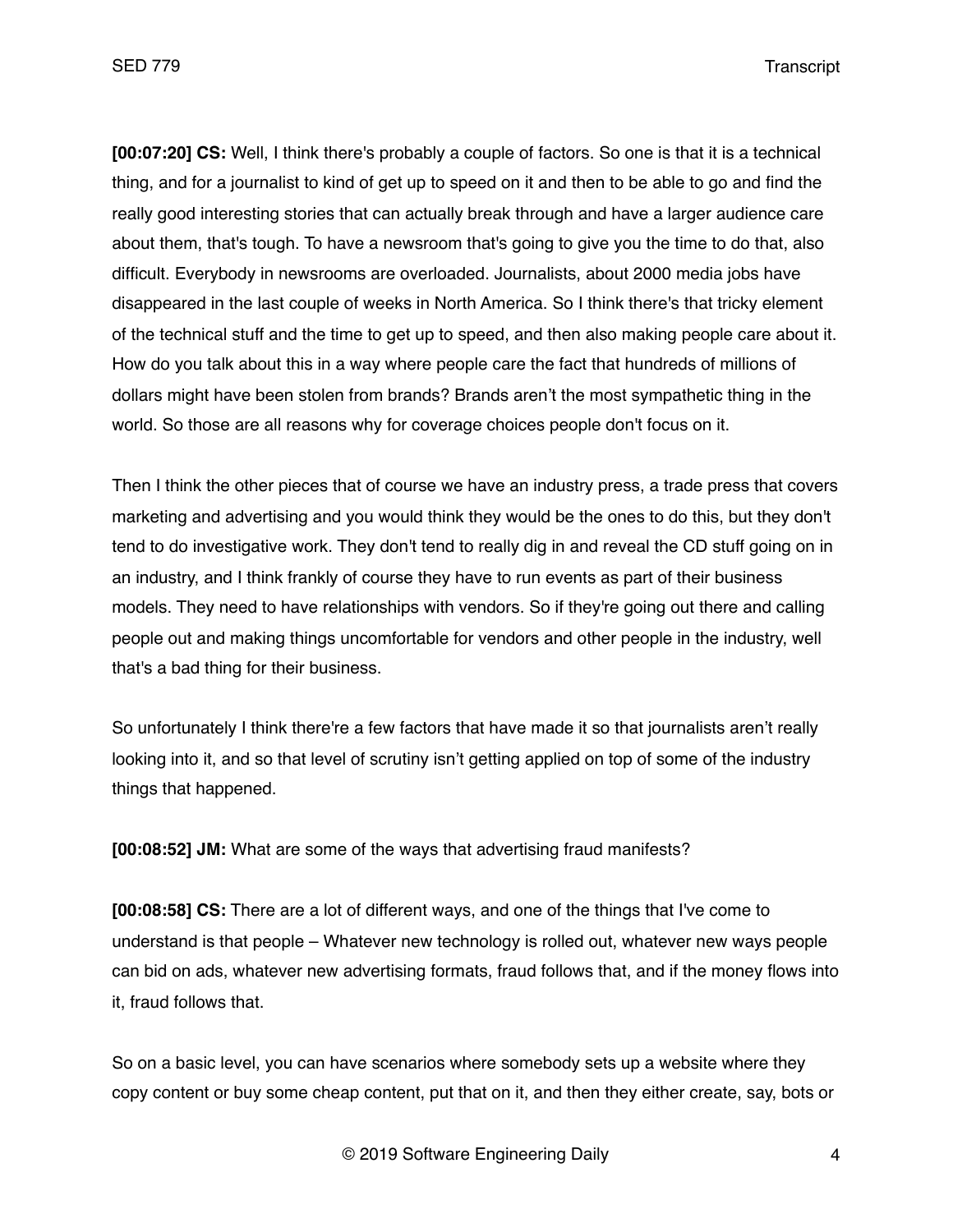**[00:07:20] CS:** Well, I think there's probably a couple of factors. So one is that it is a technical thing, and for a journalist to kind of get up to speed on it and then to be able to go and find the really good interesting stories that can actually break through and have a larger audience care about them, that's tough. To have a newsroom that's going to give you the time to do that, also difficult. Everybody in newsrooms are overloaded. Journalists, about 2000 media jobs have disappeared in the last couple of weeks in North America. So I think there's that tricky element of the technical stuff and the time to get up to speed, and then also making people care about it. How do you talk about this in a way where people care the fact that hundreds of millions of dollars might have been stolen from brands? Brands aren't the most sympathetic thing in the world. So those are all reasons why for coverage choices people don't focus on it.

Then I think the other pieces that of course we have an industry press, a trade press that covers marketing and advertising and you would think they would be the ones to do this, but they don't tend to do investigative work. They don't tend to really dig in and reveal the CD stuff going on in an industry, and I think frankly of course they have to run events as part of their business models. They need to have relationships with vendors. So if they're going out there and calling people out and making things uncomfortable for vendors and other people in the industry, well that's a bad thing for their business.

So unfortunately I think there're a few factors that have made it so that journalists aren't really looking into it, and so that level of scrutiny isn't getting applied on top of some of the industry things that happened.

**[00:08:52] JM:** What are some of the ways that advertising fraud manifests?

**[00:08:58] CS:** There are a lot of different ways, and one of the things that I've come to understand is that people – Whatever new technology is rolled out, whatever new ways people can bid on ads, whatever new advertising formats, fraud follows that, and if the money flows into it, fraud follows that.

So on a basic level, you can have scenarios where somebody sets up a website where they copy content or buy some cheap content, put that on it, and then they either create, say, bots or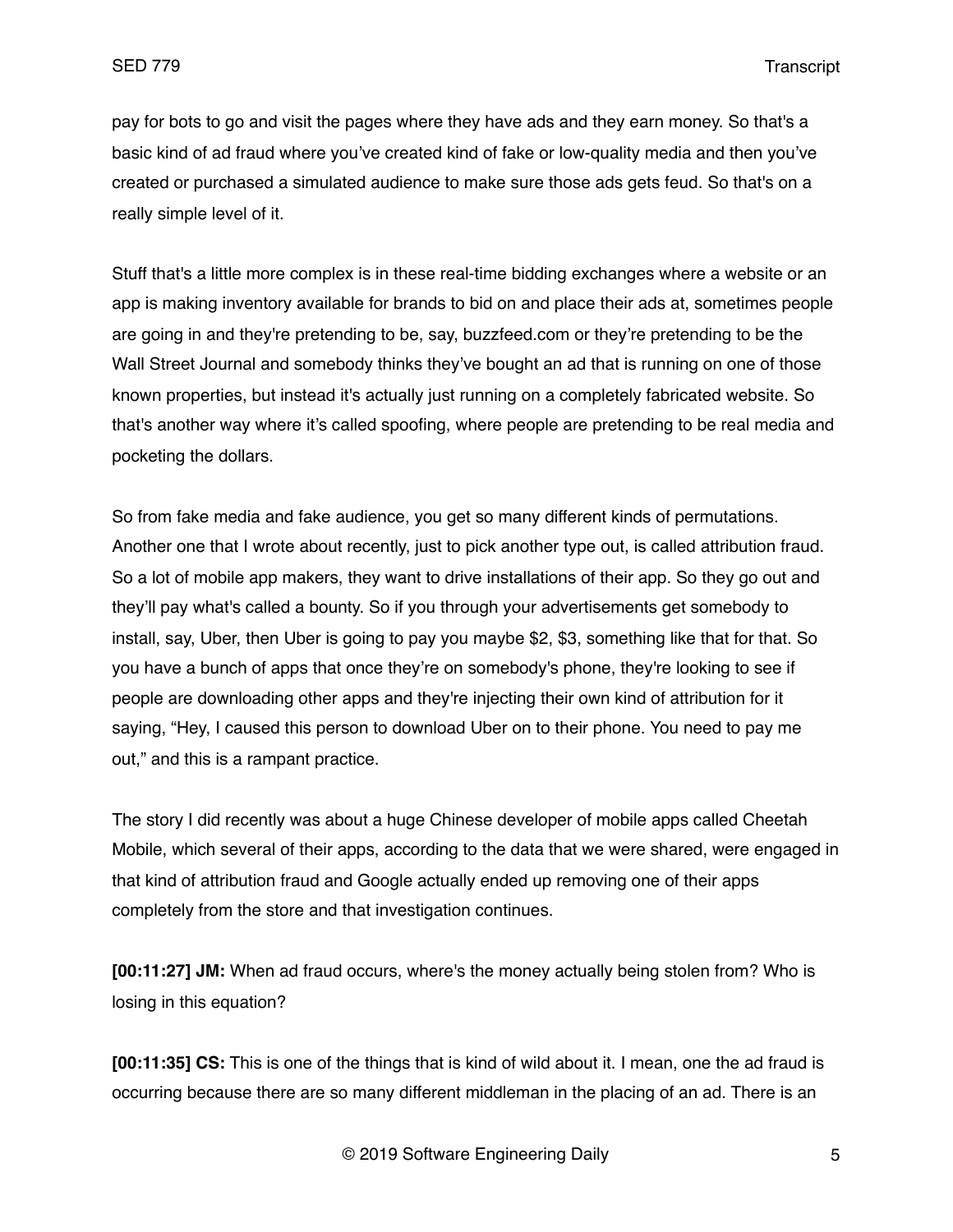pay for bots to go and visit the pages where they have ads and they earn money. So that's a basic kind of ad fraud where you've created kind of fake or low-quality media and then you've created or purchased a simulated audience to make sure those ads gets feud. So that's on a really simple level of it.

Stuff that's a little more complex is in these real-time bidding exchanges where a website or an app is making inventory available for brands to bid on and place their ads at, sometimes people are going in and they're pretending to be, say, buzzfeed.com or they're pretending to be the Wall Street Journal and somebody thinks they've bought an ad that is running on one of those known properties, but instead it's actually just running on a completely fabricated website. So that's another way where it's called spoofing, where people are pretending to be real media and pocketing the dollars.

So from fake media and fake audience, you get so many different kinds of permutations. Another one that I wrote about recently, just to pick another type out, is called attribution fraud. So a lot of mobile app makers, they want to drive installations of their app. So they go out and they'll pay what's called a bounty. So if you through your advertisements get somebody to install, say, Uber, then Uber is going to pay you maybe $2, $3, something like that for that. So you have a bunch of apps that once they're on somebody's phone, they're looking to see if people are downloading other apps and they're injecting their own kind of attribution for it saying, "Hey, I caused this person to download Uber on to their phone. You need to pay me out," and this is a rampant practice.

The story I did recently was about a huge Chinese developer of mobile apps called Cheetah Mobile, which several of their apps, according to the data that we were shared, were engaged in that kind of attribution fraud and Google actually ended up removing one of their apps completely from the store and that investigation continues.

**[00:11:27] JM:** When ad fraud occurs, where's the money actually being stolen from? Who is losing in this equation?

**[00:11:35] CS:** This is one of the things that is kind of wild about it. I mean, one the ad fraud is occurring because there are so many different middleman in the placing of an ad. There is an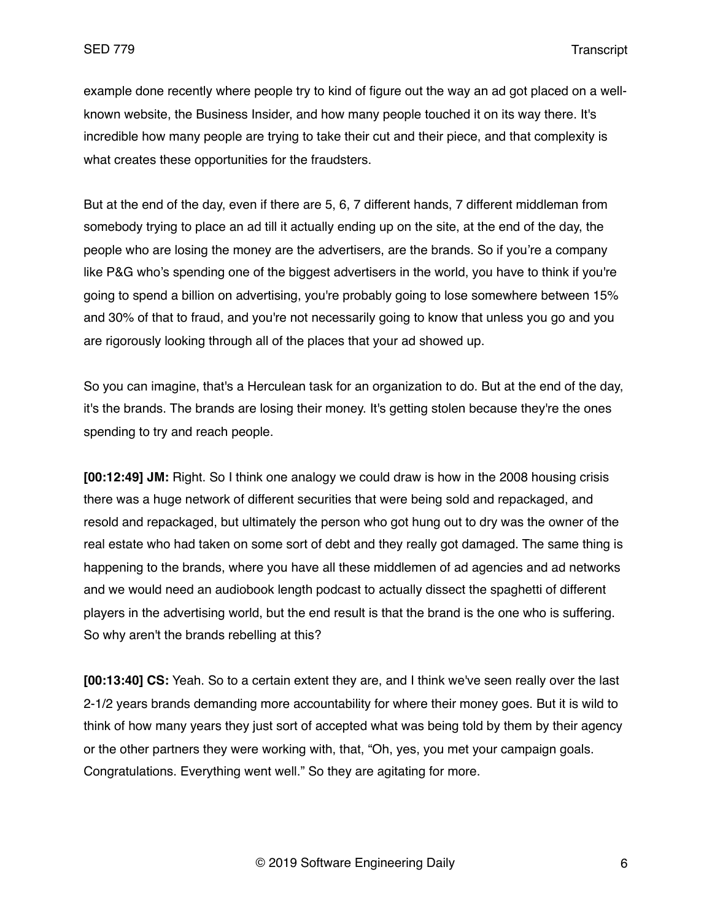example done recently where people try to kind of figure out the way an ad got placed on a well-known website, the Business Insider, and how many people touched it on its way there. It's incredible how many people are trying to take their cut and their piece, and that complexity is what creates these opportunities for the fraudsters.

But at the end of the day, even if there are 5, 6, 7 different hands, 7 different middleman from somebody trying to place an ad till it actually ending up on the site, at the end of the day, the people who are losing the money are the advertisers, are the brands. So if you're a company like P&G who's spending one of the biggest advertisers in the world, you have to think if you're going to spend a billion on advertising, you're probably going to lose somewhere between 15% and 30% of that to fraud, and you're not necessarily going to know that unless you go and you are rigorously looking through all of the places that your ad showed up.

So you can imagine, that's a Herculean task for an organization to do. But at the end of the day, it's the brands. The brands are losing their money. It's getting stolen because they're the ones spending to try and reach people.

**[00:12:49] JM:** Right. So I think one analogy we could draw is how in the 2008 housing crisis there was a huge network of different securities that were being sold and repackaged, and resold and repackaged, but ultimately the person who got hung out to dry was the owner of the real estate who had taken on some sort of debt and they really got damaged. The same thing is happening to the brands, where you have all these middlemen of ad agencies and ad networks and we would need an audiobook length podcast to actually dissect the spaghetti of different players in the advertising world, but the end result is that the brand is the one who is suffering. So why aren't the brands rebelling at this?

**[00:13:40] CS:** Yeah. So to a certain extent they are, and I think we've seen really over the last 2-1/2 years brands demanding more accountability for where their money goes. But it is wild to think of how many years they just sort of accepted what was being told by them by their agency or the other partners they were working with, that, "Oh, yes, you met your campaign goals. Congratulations. Everything went well." So they are agitating for more.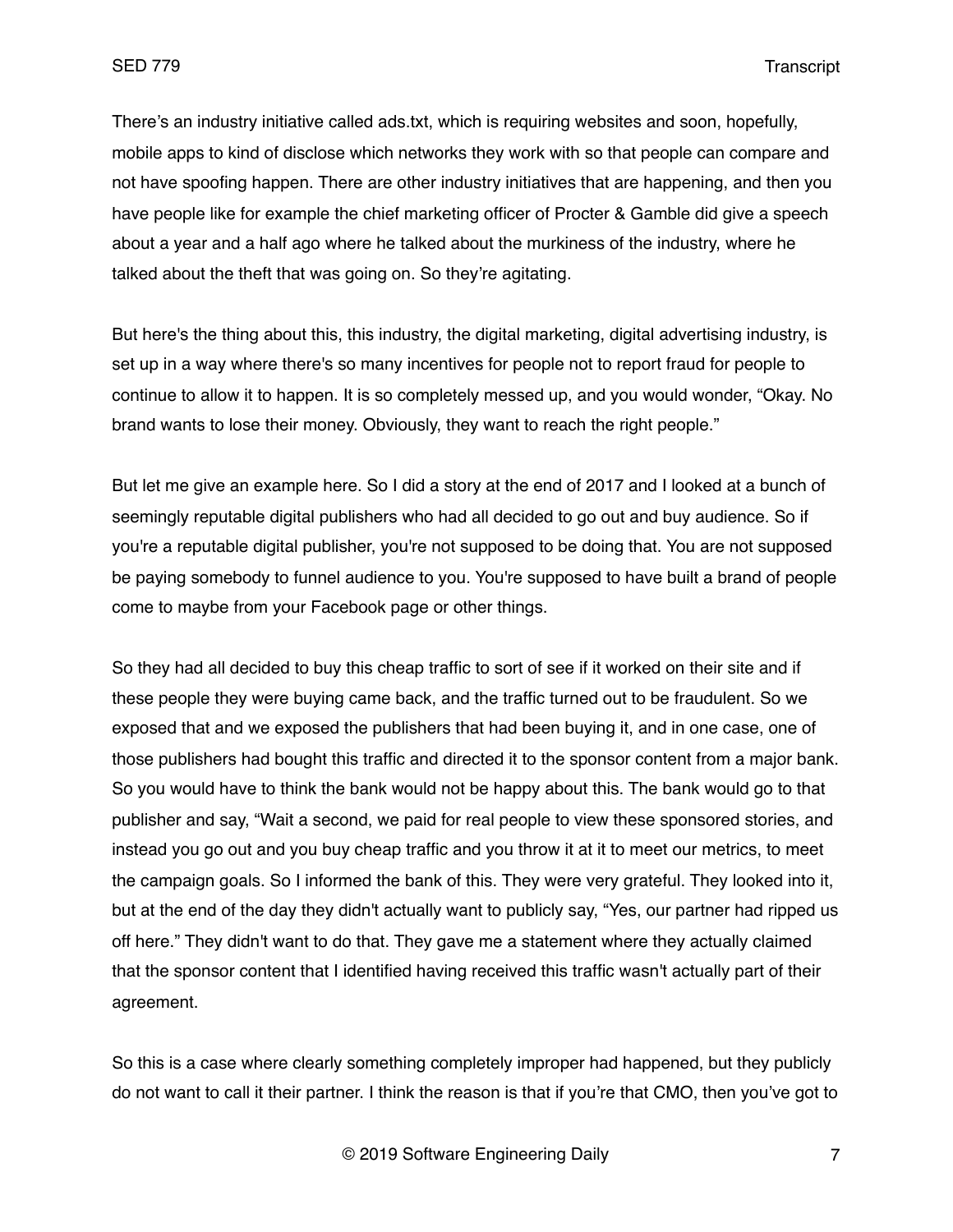There's an industry initiative called ads.txt, which is requiring websites and soon, hopefully, mobile apps to kind of disclose which networks they work with so that people can compare and not have spoofing happen. There are other industry initiatives that are happening, and then you have people like for example the chief marketing officer of Procter & Gamble did give a speech about a year and a half ago where he talked about the murkiness of the industry, where he talked about the theft that was going on. So they're agitating.

But here's the thing about this, this industry, the digital marketing, digital advertising industry, is set up in a way where there's so many incentives for people not to report fraud for people to continue to allow it to happen. It is so completely messed up, and you would wonder, "Okay. No brand wants to lose their money. Obviously, they want to reach the right people."

But let me give an example here. So I did a story at the end of 2017 and I looked at a bunch of seemingly reputable digital publishers who had all decided to go out and buy audience. So if you're a reputable digital publisher, you're not supposed to be doing that. You are not supposed be paying somebody to funnel audience to you. You're supposed to have built a brand of people come to maybe from your Facebook page or other things.

So they had all decided to buy this cheap traffic to sort of see if it worked on their site and if these people they were buying came back, and the traffic turned out to be fraudulent. So we exposed that and we exposed the publishers that had been buying it, and in one case, one of those publishers had bought this traffic and directed it to the sponsor content from a major bank. So you would have to think the bank would not be happy about this. The bank would go to that publisher and say, "Wait a second, we paid for real people to view these sponsored stories, and instead you go out and you buy cheap traffic and you throw it at it to meet our metrics, to meet the campaign goals. So I informed the bank of this. They were very grateful. They looked into it, but at the end of the day they didn't actually want to publicly say, "Yes, our partner had ripped us off here." They didn't want to do that. They gave me a statement where they actually claimed that the sponsor content that I identified having received this traffic wasn't actually part of their agreement.

So this is a case where clearly something completely improper had happened, but they publicly do not want to call it their partner. I think the reason is that if you're that CMO, then you've got to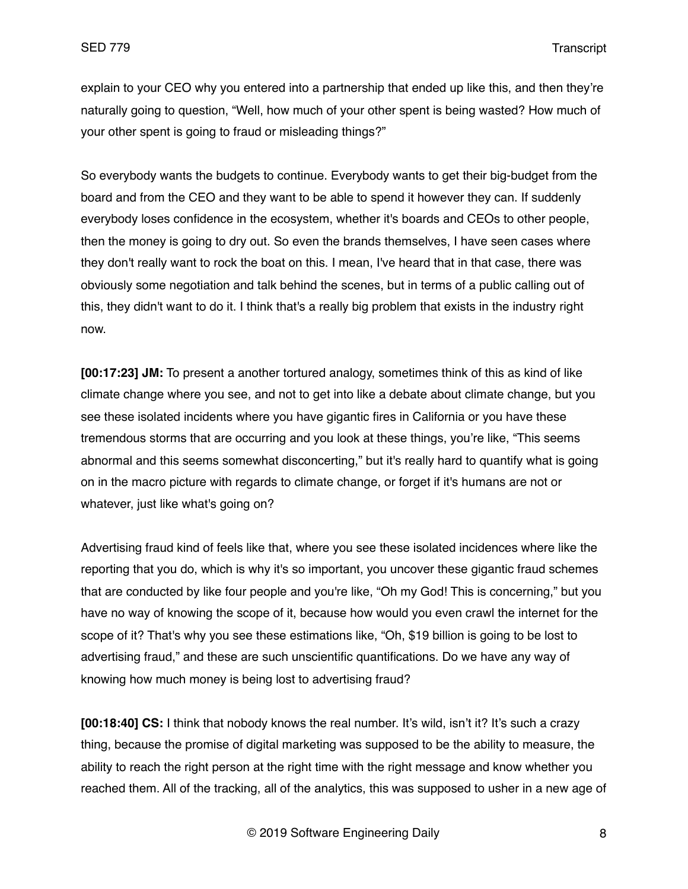explain to your CEO why you entered into a partnership that ended up like this, and then they're naturally going to question, "Well, how much of your other spent is being wasted? How much of your other spent is going to fraud or misleading things?"

So everybody wants the budgets to continue. Everybody wants to get their big-budget from the board and from the CEO and they want to be able to spend it however they can. If suddenly everybody loses confidence in the ecosystem, whether it's boards and CEOs to other people, then the money is going to dry out. So even the brands themselves, I have seen cases where they don't really want to rock the boat on this. I mean, I've heard that in that case, there was obviously some negotiation and talk behind the scenes, but in terms of a public calling out of this, they didn't want to do it. I think that's a really big problem that exists in the industry right now.

**[00:17:23] JM:** To present a another tortured analogy, sometimes think of this as kind of like climate change where you see, and not to get into like a debate about climate change, but you see these isolated incidents where you have gigantic fires in California or you have these tremendous storms that are occurring and you look at these things, you're like, "This seems abnormal and this seems somewhat disconcerting," but it's really hard to quantify what is going on in the macro picture with regards to climate change, or forget if it's humans are not or whatever, just like what's going on?

Advertising fraud kind of feels like that, where you see these isolated incidences where like the reporting that you do, which is why it's so important, you uncover these gigantic fraud schemes that are conducted by like four people and you're like, "Oh my God! This is concerning," but you have no way of knowing the scope of it, because how would you even crawl the internet for the scope of it? That's why you see these estimations like, "Oh, $19 billion is going to be lost to advertising fraud," and these are such unscientific quantifications. Do we have any way of knowing how much money is being lost to advertising fraud?

**[00:18:40] CS:** I think that nobody knows the real number. It's wild, isn't it? It's such a crazy thing, because the promise of digital marketing was supposed to be the ability to measure, the ability to reach the right person at the right time with the right message and know whether you reached them. All of the tracking, all of the analytics, this was supposed to usher in a new age of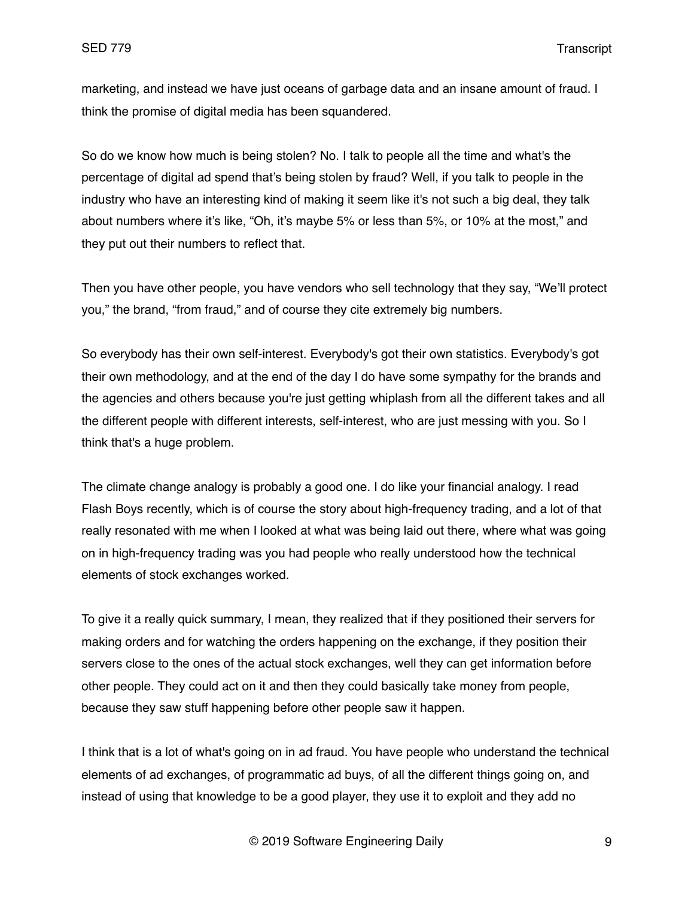marketing, and instead we have just oceans of garbage data and an insane amount of fraud. I think the promise of digital media has been squandered.

So do we know how much is being stolen? No. I talk to people all the time and what's the percentage of digital ad spend that's being stolen by fraud? Well, if you talk to people in the industry who have an interesting kind of making it seem like it's not such a big deal, they talk about numbers where it's like, "Oh, it's maybe 5% or less than 5%, or 10% at the most," and they put out their numbers to reflect that.

Then you have other people, you have vendors who sell technology that they say, "We'll protect you," the brand, "from fraud," and of course they cite extremely big numbers.

So everybody has their own self-interest. Everybody's got their own statistics. Everybody's got their own methodology, and at the end of the day I do have some sympathy for the brands and the agencies and others because you're just getting whiplash from all the different takes and all the different people with different interests, self-interest, who are just messing with you. So I think that's a huge problem.

The climate change analogy is probably a good one. I do like your financial analogy. I read Flash Boys recently, which is of course the story about high-frequency trading, and a lot of that really resonated with me when I looked at what was being laid out there, where what was going on in high-frequency trading was you had people who really understood how the technical elements of stock exchanges worked.

To give it a really quick summary, I mean, they realized that if they positioned their servers for making orders and for watching the orders happening on the exchange, if they position their servers close to the ones of the actual stock exchanges, well they can get information before other people. They could act on it and then they could basically take money from people, because they saw stuff happening before other people saw it happen.

I think that is a lot of what's going on in ad fraud. You have people who understand the technical elements of ad exchanges, of programmatic ad buys, of all the different things going on, and instead of using that knowledge to be a good player, they use it to exploit and they add no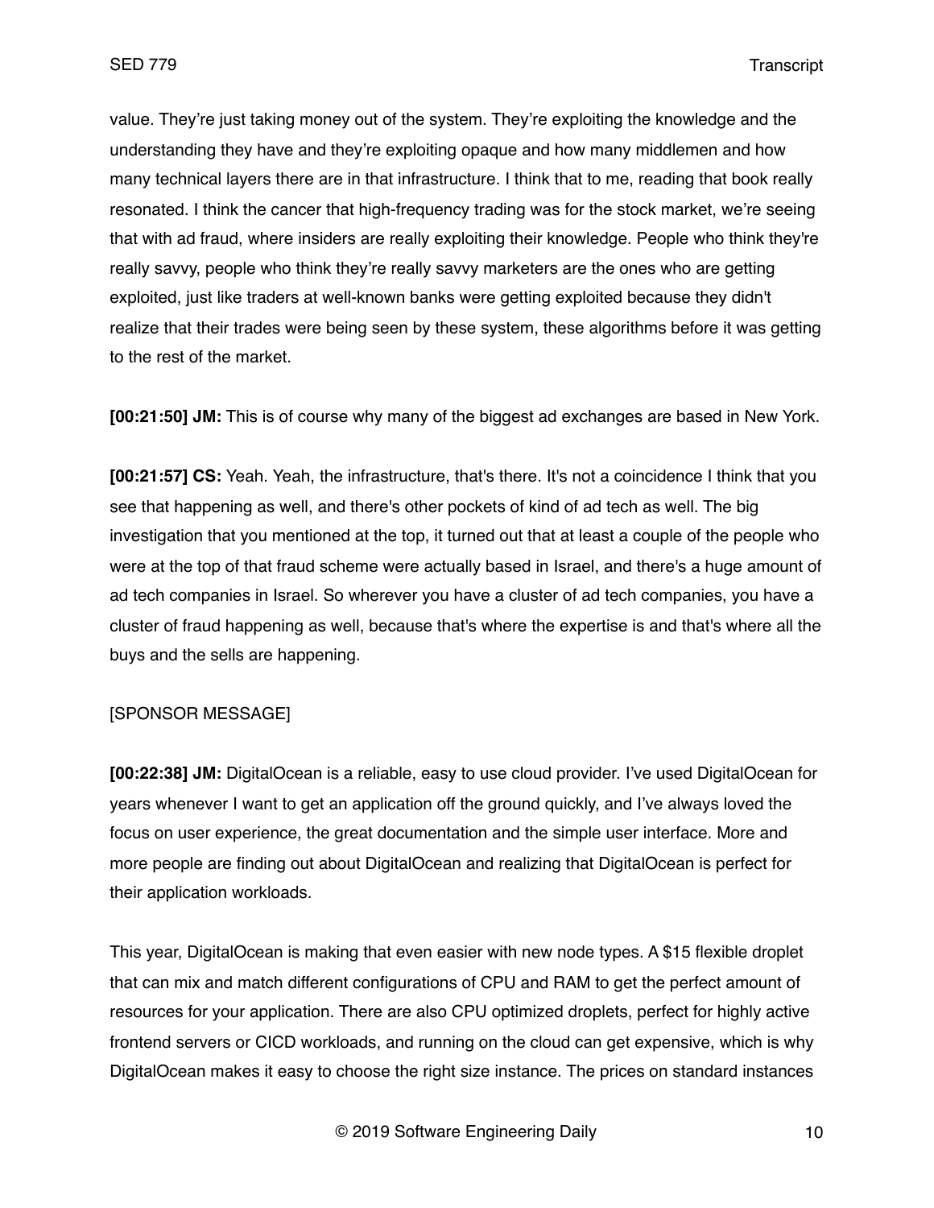value. They're just taking money out of the system. They're exploiting the knowledge and the understanding they have and they're exploiting opaque and how many middlemen and how many technical layers there are in that infrastructure. I think that to me, reading that book really resonated. I think the cancer that high-frequency trading was for the stock market, we're seeing that with ad fraud, where insiders are really exploiting their knowledge. People who think they're really savvy, people who think they're really savvy marketers are the ones who are getting exploited, just like traders at well-known banks were getting exploited because they didn't realize that their trades were being seen by these system, these algorithms before it was getting to the rest of the market.

**[00:21:50] JM:** This is of course why many of the biggest ad exchanges are based in New York.

**[00:21:57] CS:** Yeah. Yeah, the infrastructure, that's there. It's not a coincidence I think that you see that happening as well, and there's other pockets of kind of ad tech as well. The big investigation that you mentioned at the top, it turned out that at least a couple of the people who were at the top of that fraud scheme were actually based in Israel, and there's a huge amount of ad tech companies in Israel. So wherever you have a cluster of ad tech companies, you have a cluster of fraud happening as well, because that's where the expertise is and that's where all the buys and the sells are happening.

[SPONSOR MESSAGE]

**[00:22:38] JM:** DigitalOcean is a reliable, easy to use cloud provider. I've used DigitalOcean for years whenever I want to get an application off the ground quickly, and I've always loved the focus on user experience, the great documentation and the simple user interface. More and more people are finding out about DigitalOcean and realizing that DigitalOcean is perfect for their application workloads.

This year, DigitalOcean is making that even easier with new node types. A $15 flexible droplet that can mix and match different configurations of CPU and RAM to get the perfect amount of resources for your application. There are also CPU optimized droplets, perfect for highly active frontend servers or CICD workloads, and running on the cloud can get expensive, which is why DigitalOcean makes it easy to choose the right size instance. The prices on standard instances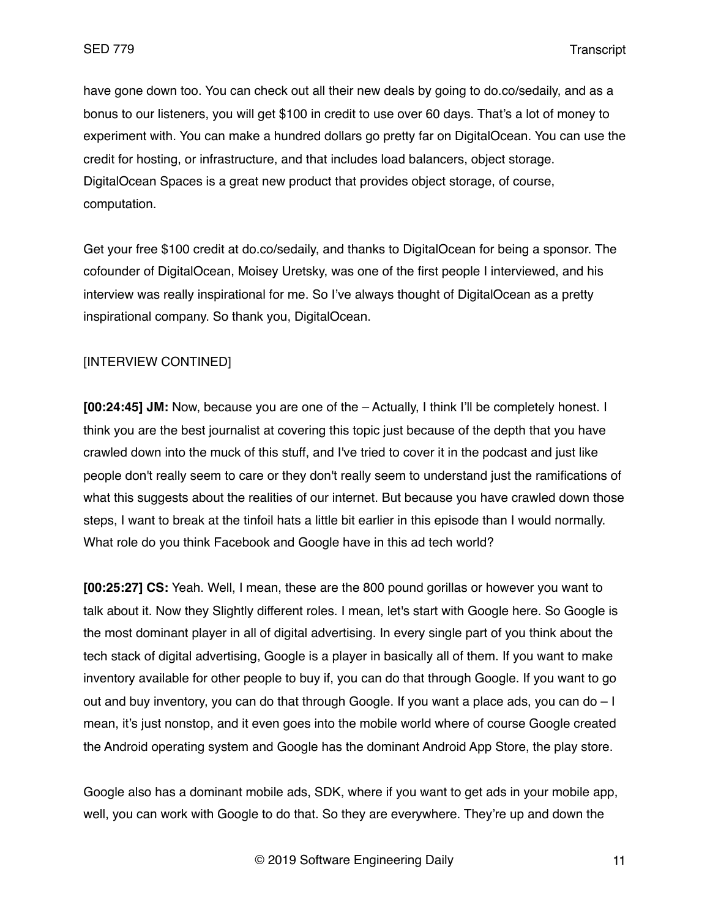have gone down too. You can check out all their new deals by going to do.co/sedaily, and as a bonus to our listeners, you will get $100 in credit to use over 60 days. That's a lot of money to experiment with. You can make a hundred dollars go pretty far on DigitalOcean. You can use the credit for hosting, or infrastructure, and that includes load balancers, object storage. DigitalOcean Spaces is a great new product that provides object storage, of course, computation.

Get your free $100 credit at do.co/sedaily, and thanks to DigitalOcean for being a sponsor. The cofounder of DigitalOcean, Moisey Uretsky, was one of the first people I interviewed, and his interview was really inspirational for me. So I've always thought of DigitalOcean as a pretty inspirational company. So thank you, DigitalOcean.

[INTERVIEW CONTINED]

**[00:24:45] JM:** Now, because you are one of the – Actually, I think I'll be completely honest. I think you are the best journalist at covering this topic just because of the depth that you have crawled down into the muck of this stuff, and I've tried to cover it in the podcast and just like people don't really seem to care or they don't really seem to understand just the ramifications of what this suggests about the realities of our internet. But because you have crawled down those steps, I want to break at the tinfoil hats a little bit earlier in this episode than I would normally. What role do you think Facebook and Google have in this ad tech world?

**[00:25:27] CS:** Yeah. Well, I mean, these are the 800 pound gorillas or however you want to talk about it. Now they Slightly different roles. I mean, let's start with Google here. So Google is the most dominant player in all of digital advertising. In every single part of you think about the tech stack of digital advertising, Google is a player in basically all of them. If you want to make inventory available for other people to buy if, you can do that through Google. If you want to go out and buy inventory, you can do that through Google. If you want a place ads, you can do – I mean, it's just nonstop, and it even goes into the mobile world where of course Google created the Android operating system and Google has the dominant Android App Store, the play store.

Google also has a dominant mobile ads, SDK, where if you want to get ads in your mobile app, well, you can work with Google to do that. So they are everywhere. They're up and down the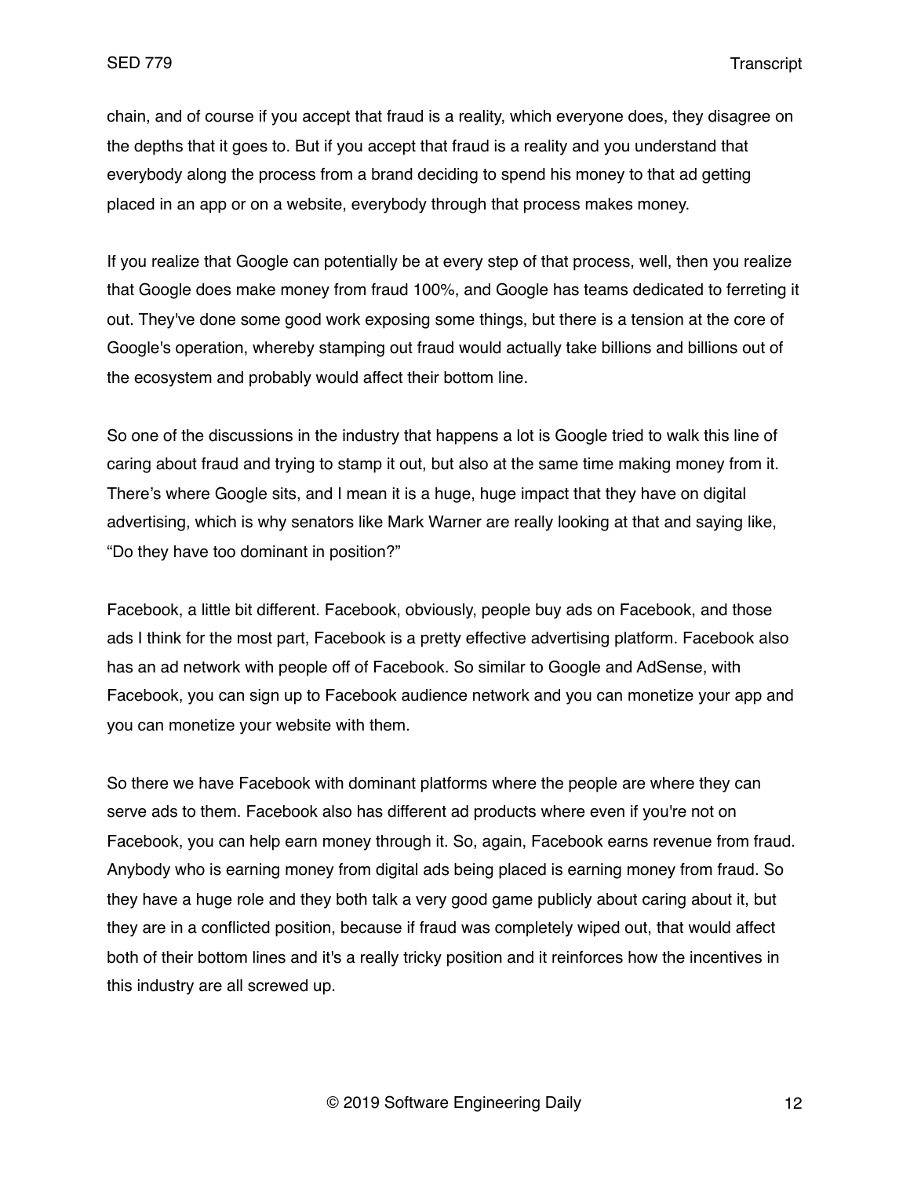chain, and of course if you accept that fraud is a reality, which everyone does, they disagree on the depths that it goes to. But if you accept that fraud is a reality and you understand that everybody along the process from a brand deciding to spend his money to that ad getting placed in an app or on a website, everybody through that process makes money.

If you realize that Google can potentially be at every step of that process, well, then you realize that Google does make money from fraud 100%, and Google has teams dedicated to ferreting it out. They've done some good work exposing some things, but there is a tension at the core of Google's operation, whereby stamping out fraud would actually take billions and billions out of the ecosystem and probably would affect their bottom line.

So one of the discussions in the industry that happens a lot is Google tried to walk this line of caring about fraud and trying to stamp it out, but also at the same time making money from it. There's where Google sits, and I mean it is a huge, huge impact that they have on digital advertising, which is why senators like Mark Warner are really looking at that and saying like, "Do they have too dominant in position?"

Facebook, a little bit different. Facebook, obviously, people buy ads on Facebook, and those ads I think for the most part, Facebook is a pretty effective advertising platform. Facebook also has an ad network with people off of Facebook. So similar to Google and AdSense, with Facebook, you can sign up to Facebook audience network and you can monetize your app and you can monetize your website with them.

So there we have Facebook with dominant platforms where the people are where they can serve ads to them. Facebook also has different ad products where even if you're not on Facebook, you can help earn money through it. So, again, Facebook earns revenue from fraud. Anybody who is earning money from digital ads being placed is earning money from fraud. So they have a huge role and they both talk a very good game publicly about caring about it, but they are in a conflicted position, because if fraud was completely wiped out, that would affect both of their bottom lines and it's a really tricky position and it reinforces how the incentives in this industry are all screwed up.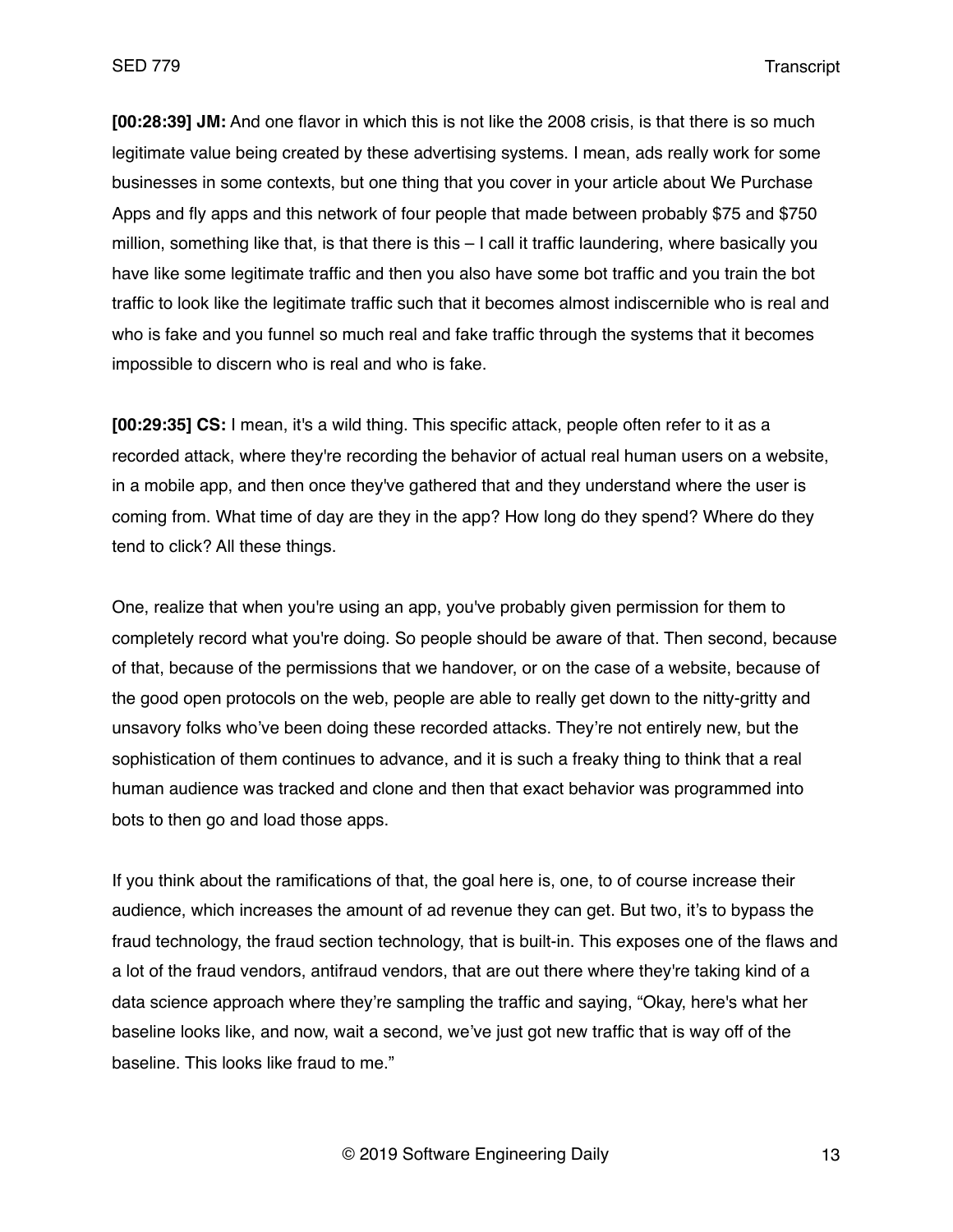**[00:28:39] JM:** And one flavor in which this is not like the 2008 crisis, is that there is so much legitimate value being created by these advertising systems. I mean, ads really work for some businesses in some contexts, but one thing that you cover in your article about We Purchase Apps and fly apps and this network of four people that made between probably $75 and $750 million, something like that, is that there is this – I call it traffic laundering, where basically you have like some legitimate traffic and then you also have some bot traffic and you train the bot traffic to look like the legitimate traffic such that it becomes almost indiscernible who is real and who is fake and you funnel so much real and fake traffic through the systems that it becomes impossible to discern who is real and who is fake.

**[00:29:35] CS:** I mean, it's a wild thing. This specific attack, people often refer to it as a recorded attack, where they're recording the behavior of actual real human users on a website, in a mobile app, and then once they've gathered that and they understand where the user is coming from. What time of day are they in the app? How long do they spend? Where do they tend to click? All these things.

One, realize that when you're using an app, you've probably given permission for them to completely record what you're doing. So people should be aware of that. Then second, because of that, because of the permissions that we handover, or on the case of a website, because of the good open protocols on the web, people are able to really get down to the nitty-gritty and unsavory folks who've been doing these recorded attacks. They're not entirely new, but the sophistication of them continues to advance, and it is such a freaky thing to think that a real human audience was tracked and clone and then that exact behavior was programmed into bots to then go and load those apps.

If you think about the ramifications of that, the goal here is, one, to of course increase their audience, which increases the amount of ad revenue they can get. But two, it's to bypass the fraud technology, the fraud section technology, that is built-in. This exposes one of the flaws and a lot of the fraud vendors, antifraud vendors, that are out there where they're taking kind of a data science approach where they're sampling the traffic and saying, "Okay, here's what her baseline looks like, and now, wait a second, we've just got new traffic that is way off of the baseline. This looks like fraud to me."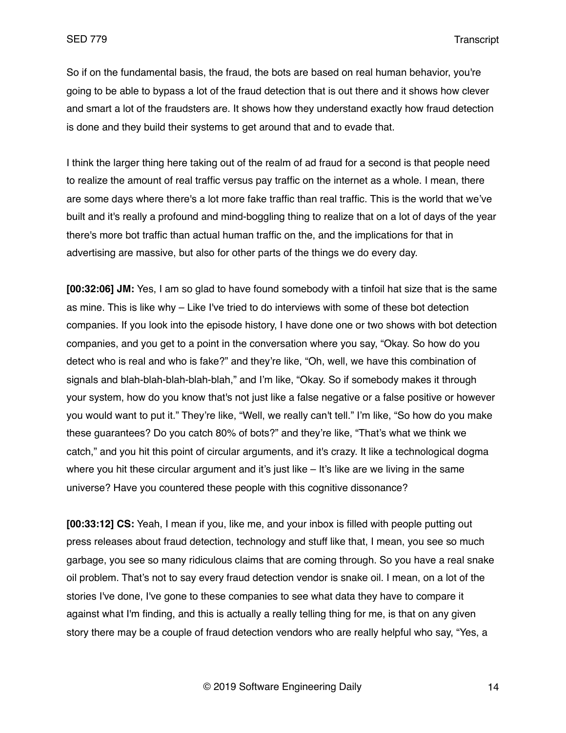So if on the fundamental basis, the fraud, the bots are based on real human behavior, you're going to be able to bypass a lot of the fraud detection that is out there and it shows how clever and smart a lot of the fraudsters are. It shows how they understand exactly how fraud detection is done and they build their systems to get around that and to evade that.

I think the larger thing here taking out of the realm of ad fraud for a second is that people need to realize the amount of real traffic versus pay traffic on the internet as a whole. I mean, there are some days where there's a lot more fake traffic than real traffic. This is the world that we've built and it's really a profound and mind-boggling thing to realize that on a lot of days of the year there's more bot traffic than actual human traffic on the, and the implications for that in advertising are massive, but also for other parts of the things we do every day.

**[00:32:06] JM:** Yes, I am so glad to have found somebody with a tinfoil hat size that is the same as mine. This is like why – Like I've tried to do interviews with some of these bot detection companies. If you look into the episode history, I have done one or two shows with bot detection companies, and you get to a point in the conversation where you say, "Okay. So how do you detect who is real and who is fake?" and they're like, "Oh, well, we have this combination of signals and blah-blah-blah-blah-blah," and I'm like, "Okay. So if somebody makes it through your system, how do you know that's not just like a false negative or a false positive or however you would want to put it." They're like, "Well, we really can't tell." I'm like, "So how do you make these guarantees? Do you catch 80% of bots?" and they're like, "That's what we think we catch," and you hit this point of circular arguments, and it's crazy. It like a technological dogma where you hit these circular argument and it's just like – It's like are we living in the same universe? Have you countered these people with this cognitive dissonance?

**[00:33:12] CS:** Yeah, I mean if you, like me, and your inbox is filled with people putting out press releases about fraud detection, technology and stuff like that, I mean, you see so much garbage, you see so many ridiculous claims that are coming through. So you have a real snake oil problem. That's not to say every fraud detection vendor is snake oil. I mean, on a lot of the stories I've done, I've gone to these companies to see what data they have to compare it against what I'm finding, and this is actually a really telling thing for me, is that on any given story there may be a couple of fraud detection vendors who are really helpful who say, "Yes, a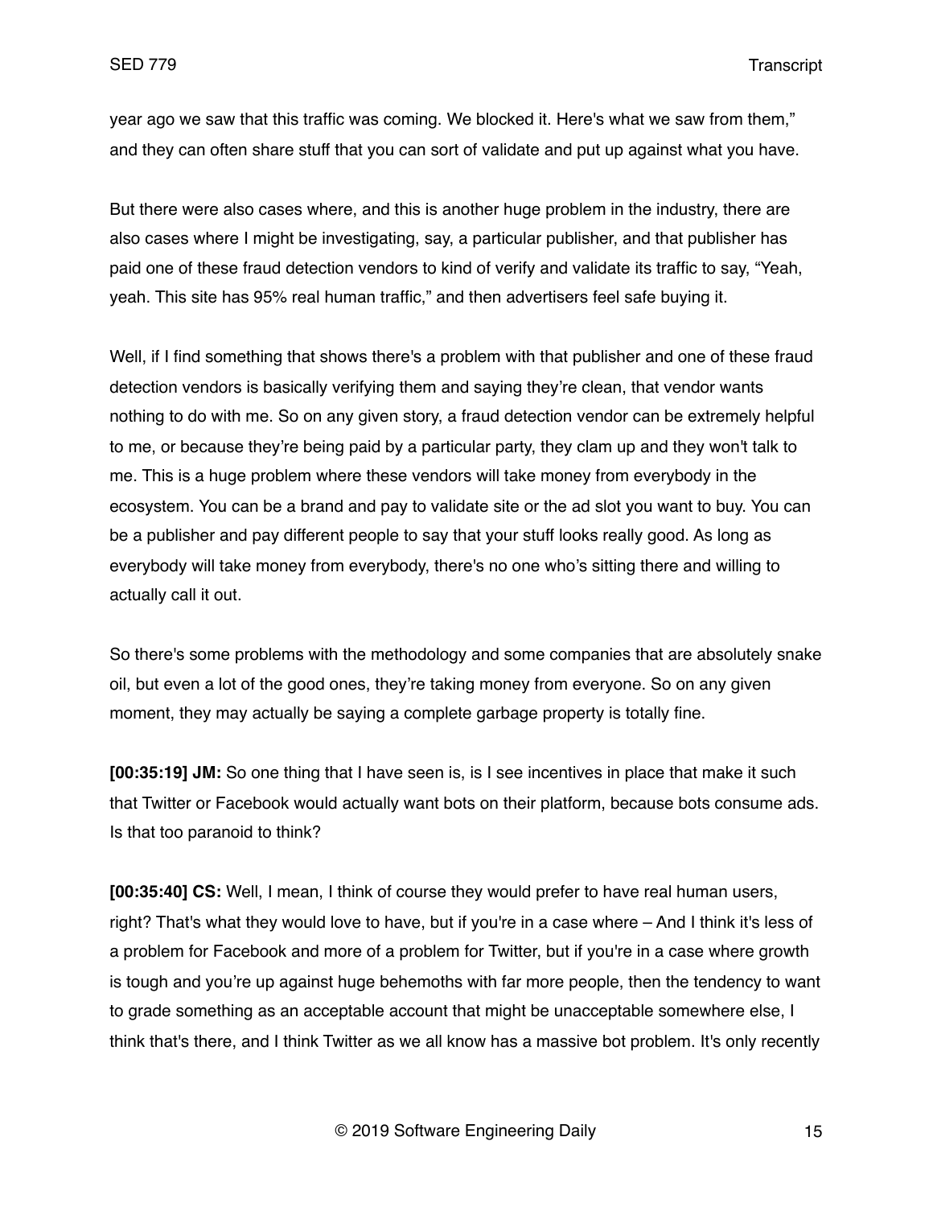year ago we saw that this traffic was coming. We blocked it. Here's what we saw from them," and they can often share stuff that you can sort of validate and put up against what you have.

But there were also cases where, and this is another huge problem in the industry, there are also cases where I might be investigating, say, a particular publisher, and that publisher has paid one of these fraud detection vendors to kind of verify and validate its traffic to say, "Yeah, yeah. This site has 95% real human traffic," and then advertisers feel safe buying it.

Well, if I find something that shows there's a problem with that publisher and one of these fraud detection vendors is basically verifying them and saying they're clean, that vendor wants nothing to do with me. So on any given story, a fraud detection vendor can be extremely helpful to me, or because they're being paid by a particular party, they clam up and they won't talk to me. This is a huge problem where these vendors will take money from everybody in the ecosystem. You can be a brand and pay to validate site or the ad slot you want to buy. You can be a publisher and pay different people to say that your stuff looks really good. As long as everybody will take money from everybody, there's no one who's sitting there and willing to actually call it out.

So there's some problems with the methodology and some companies that are absolutely snake oil, but even a lot of the good ones, they're taking money from everyone. So on any given moment, they may actually be saying a complete garbage property is totally fine.

**[00:35:19] JM:** So one thing that I have seen is, is I see incentives in place that make it such that Twitter or Facebook would actually want bots on their platform, because bots consume ads. Is that too paranoid to think?

**[00:35:40] CS:** Well, I mean, I think of course they would prefer to have real human users, right? That's what they would love to have, but if you're in a case where – And I think it's less of a problem for Facebook and more of a problem for Twitter, but if you're in a case where growth is tough and you're up against huge behemoths with far more people, then the tendency to want to grade something as an acceptable account that might be unacceptable somewhere else, I think that's there, and I think Twitter as we all know has a massive bot problem. It's only recently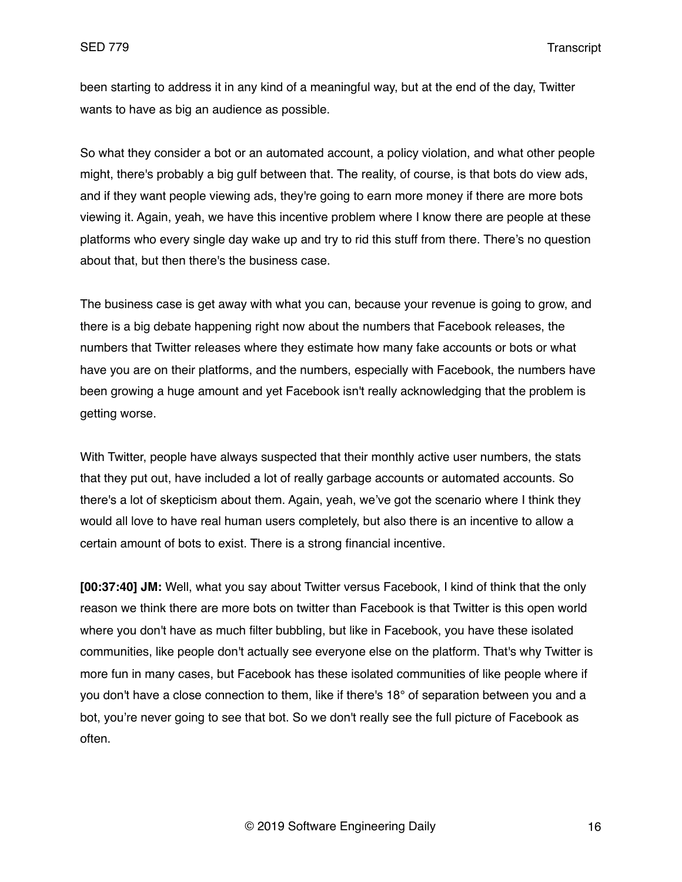been starting to address it in any kind of a meaningful way, but at the end of the day, Twitter wants to have as big an audience as possible.

So what they consider a bot or an automated account, a policy violation, and what other people might, there's probably a big gulf between that. The reality, of course, is that bots do view ads, and if they want people viewing ads, they're going to earn more money if there are more bots viewing it. Again, yeah, we have this incentive problem where I know there are people at these platforms who every single day wake up and try to rid this stuff from there. There's no question about that, but then there's the business case.

The business case is get away with what you can, because your revenue is going to grow, and there is a big debate happening right now about the numbers that Facebook releases, the numbers that Twitter releases where they estimate how many fake accounts or bots or what have you are on their platforms, and the numbers, especially with Facebook, the numbers have been growing a huge amount and yet Facebook isn't really acknowledging that the problem is getting worse.

With Twitter, people have always suspected that their monthly active user numbers, the stats that they put out, have included a lot of really garbage accounts or automated accounts. So there's a lot of skepticism about them. Again, yeah, we've got the scenario where I think they would all love to have real human users completely, but also there is an incentive to allow a certain amount of bots to exist. There is a strong financial incentive.

**[00:37:40] JM:** Well, what you say about Twitter versus Facebook, I kind of think that the only reason we think there are more bots on twitter than Facebook is that Twitter is this open world where you don't have as much filter bubbling, but like in Facebook, you have these isolated communities, like people don't actually see everyone else on the platform. That's why Twitter is more fun in many cases, but Facebook has these isolated communities of like people where if you don't have a close connection to them, like if there's 18° of separation between you and a bot, you're never going to see that bot. So we don't really see the full picture of Facebook as often.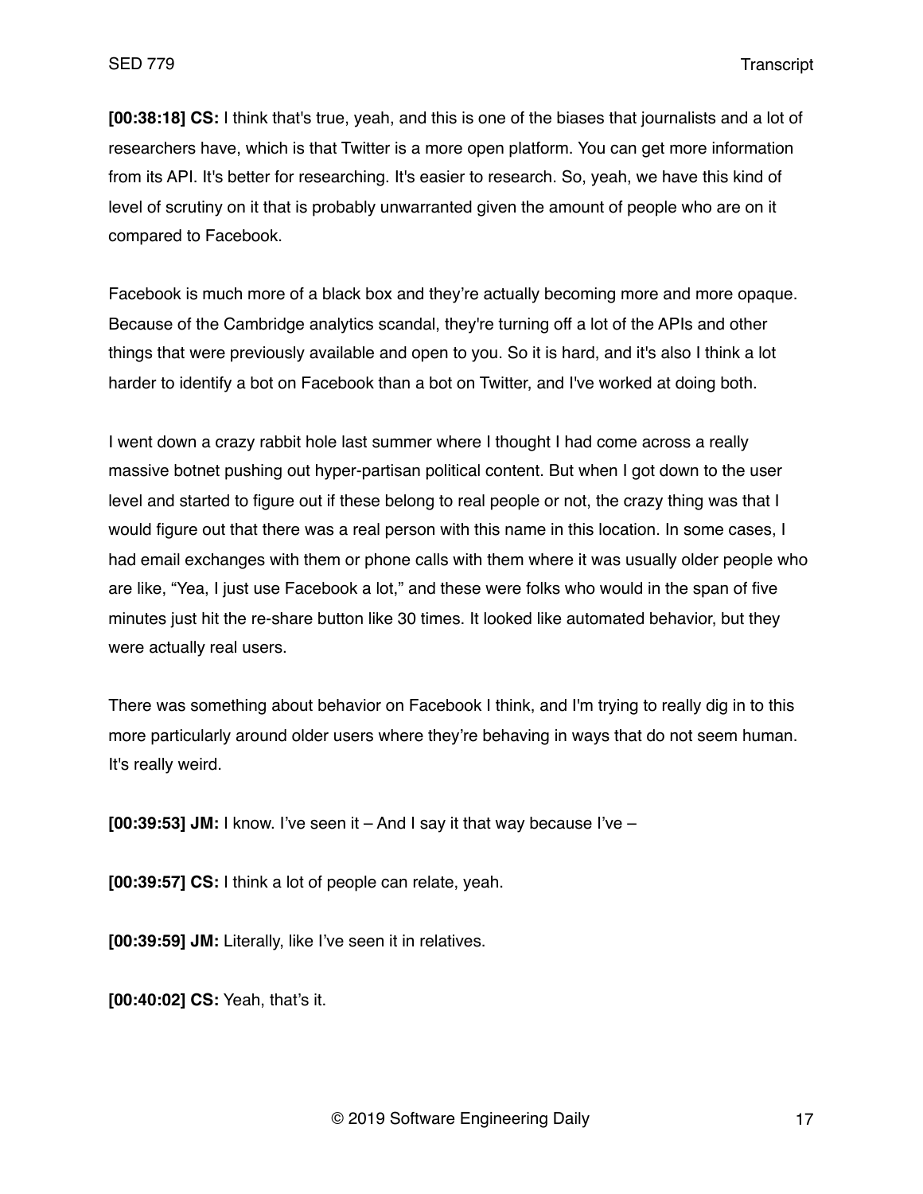**[00:38:18] CS:** I think that's true, yeah, and this is one of the biases that journalists and a lot of researchers have, which is that Twitter is a more open platform. You can get more information from its API. It's better for researching. It's easier to research. So, yeah, we have this kind of level of scrutiny on it that is probably unwarranted given the amount of people who are on it compared to Facebook.

Facebook is much more of a black box and they're actually becoming more and more opaque. Because of the Cambridge analytics scandal, they're turning off a lot of the APIs and other things that were previously available and open to you. So it is hard, and it's also I think a lot harder to identify a bot on Facebook than a bot on Twitter, and I've worked at doing both.

I went down a crazy rabbit hole last summer where I thought I had come across a really massive botnet pushing out hyper-partisan political content. But when I got down to the user level and started to figure out if these belong to real people or not, the crazy thing was that I would figure out that there was a real person with this name in this location. In some cases, I had email exchanges with them or phone calls with them where it was usually older people who are like, "Yea, I just use Facebook a lot," and these were folks who would in the span of five minutes just hit the re-share button like 30 times. It looked like automated behavior, but they were actually real users.

There was something about behavior on Facebook I think, and I'm trying to really dig in to this more particularly around older users where they're behaving in ways that do not seem human. It's really weird.

**[00:39:53] JM:** I know. I've seen it – And I say it that way because I've –

**[00:39:57] CS:** I think a lot of people can relate, yeah.

**[00:39:59] JM:** Literally, like I've seen it in relatives.

**[00:40:02] CS:** Yeah, that's it.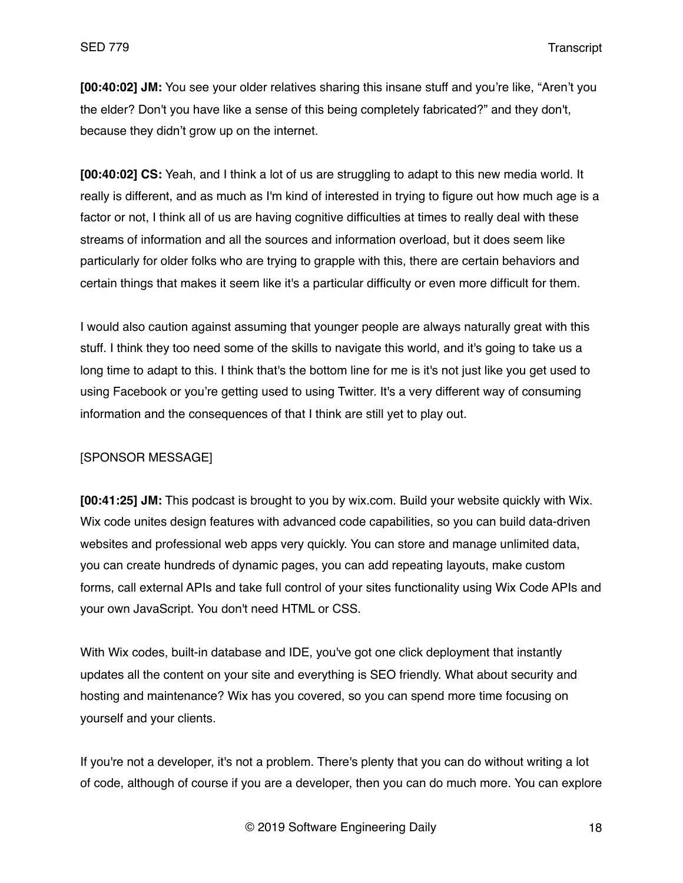**[00:40:02] JM:** You see your older relatives sharing this insane stuff and you're like, "Aren't you the elder? Don't you have like a sense of this being completely fabricated?" and they don't, because they didn't grow up on the internet.

**[00:40:02] CS:** Yeah, and I think a lot of us are struggling to adapt to this new media world. It really is different, and as much as I'm kind of interested in trying to figure out how much age is a factor or not, I think all of us are having cognitive difficulties at times to really deal with these streams of information and all the sources and information overload, but it does seem like particularly for older folks who are trying to grapple with this, there are certain behaviors and certain things that makes it seem like it's a particular difficulty or even more difficult for them.

I would also caution against assuming that younger people are always naturally great with this stuff. I think they too need some of the skills to navigate this world, and it's going to take us a long time to adapt to this. I think that's the bottom line for me is it's not just like you get used to using Facebook or you're getting used to using Twitter. It's a very different way of consuming information and the consequences of that I think are still yet to play out.

[SPONSOR MESSAGE]

**[00:41:25] JM:** This podcast is brought to you by wix.com. Build your website quickly with Wix. Wix code unites design features with advanced code capabilities, so you can build data-driven websites and professional web apps very quickly. You can store and manage unlimited data, you can create hundreds of dynamic pages, you can add repeating layouts, make custom forms, call external APIs and take full control of your sites functionality using Wix Code APIs and your own JavaScript. You don't need HTML or CSS.

With Wix codes, built-in database and IDE, you've got one click deployment that instantly updates all the content on your site and everything is SEO friendly. What about security and hosting and maintenance? Wix has you covered, so you can spend more time focusing on yourself and your clients.

If you're not a developer, it's not a problem. There's plenty that you can do without writing a lot of code, although of course if you are a developer, then you can do much more. You can explore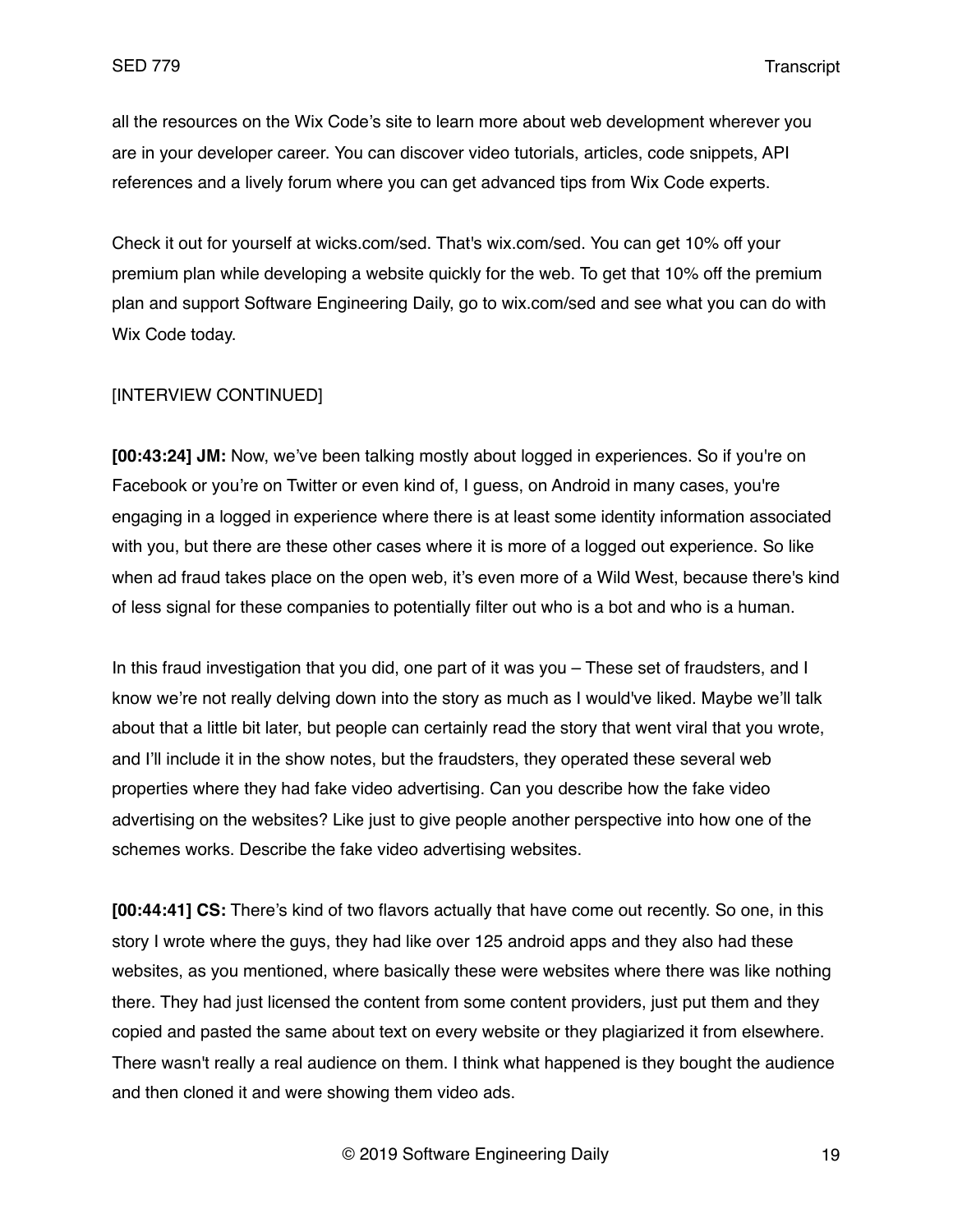all the resources on the Wix Code's site to learn more about web development wherever you are in your developer career. You can discover video tutorials, articles, code snippets, API references and a lively forum where you can get advanced tips from Wix Code experts.

Check it out for yourself at wicks.com/sed. That's wix.com/sed. You can get 10% off your premium plan while developing a website quickly for the web. To get that 10% off the premium plan and support Software Engineering Daily, go to wix.com/sed and see what you can do with Wix Code today.

[INTERVIEW CONTINUED]

**[00:43:24] JM:** Now, we've been talking mostly about logged in experiences. So if you're on Facebook or you're on Twitter or even kind of, I guess, on Android in many cases, you're engaging in a logged in experience where there is at least some identity information associated with you, but there are these other cases where it is more of a logged out experience. So like when ad fraud takes place on the open web, it's even more of a Wild West, because there's kind of less signal for these companies to potentially filter out who is a bot and who is a human.

In this fraud investigation that you did, one part of it was you – These set of fraudsters, and I know we're not really delving down into the story as much as I would've liked. Maybe we'll talk about that a little bit later, but people can certainly read the story that went viral that you wrote, and I'll include it in the show notes, but the fraudsters, they operated these several web properties where they had fake video advertising. Can you describe how the fake video advertising on the websites? Like just to give people another perspective into how one of the schemes works. Describe the fake video advertising websites.

**[00:44:41] CS:** There's kind of two flavors actually that have come out recently. So one, in this story I wrote where the guys, they had like over 125 android apps and they also had these websites, as you mentioned, where basically these were websites where there was like nothing there. They had just licensed the content from some content providers, just put them and they copied and pasted the same about text on every website or they plagiarized it from elsewhere. There wasn't really a real audience on them. I think what happened is they bought the audience and then cloned it and were showing them video ads.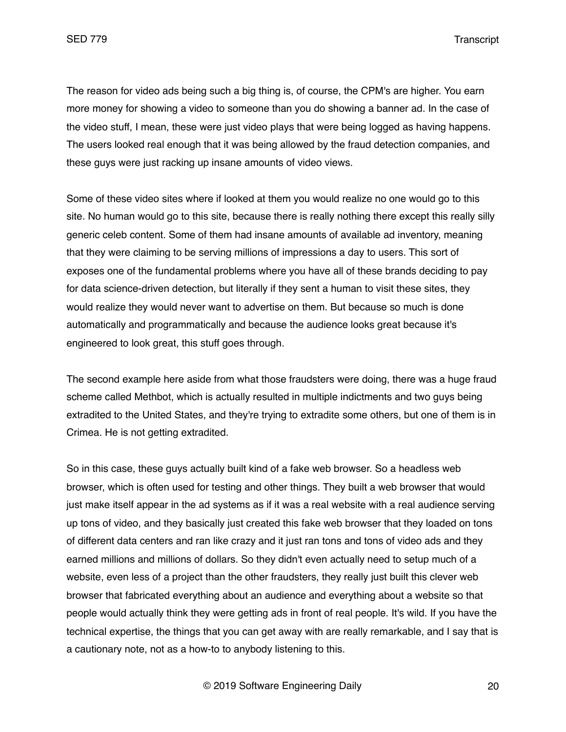The reason for video ads being such a big thing is, of course, the CPM's are higher. You earn more money for showing a video to someone than you do showing a banner ad. In the case of the video stuff, I mean, these were just video plays that were being logged as having happens. The users looked real enough that it was being allowed by the fraud detection companies, and these guys were just racking up insane amounts of video views.

Some of these video sites where if looked at them you would realize no one would go to this site. No human would go to this site, because there is really nothing there except this really silly generic celeb content. Some of them had insane amounts of available ad inventory, meaning that they were claiming to be serving millions of impressions a day to users. This sort of exposes one of the fundamental problems where you have all of these brands deciding to pay for data science-driven detection, but literally if they sent a human to visit these sites, they would realize they would never want to advertise on them. But because so much is done automatically and programmatically and because the audience looks great because it's engineered to look great, this stuff goes through.

The second example here aside from what those fraudsters were doing, there was a huge fraud scheme called Methbot, which is actually resulted in multiple indictments and two guys being extradited to the United States, and they're trying to extradite some others, but one of them is in Crimea. He is not getting extradited.

So in this case, these guys actually built kind of a fake web browser. So a headless web browser, which is often used for testing and other things. They built a web browser that would just make itself appear in the ad systems as if it was a real website with a real audience serving up tons of video, and they basically just created this fake web browser that they loaded on tons of different data centers and ran like crazy and it just ran tons and tons of video ads and they earned millions and millions of dollars. So they didn't even actually need to setup much of a website, even less of a project than the other fraudsters, they really just built this clever web browser that fabricated everything about an audience and everything about a website so that people would actually think they were getting ads in front of real people. It's wild. If you have the technical expertise, the things that you can get away with are really remarkable, and I say that is a cautionary note, not as a how-to to anybody listening to this.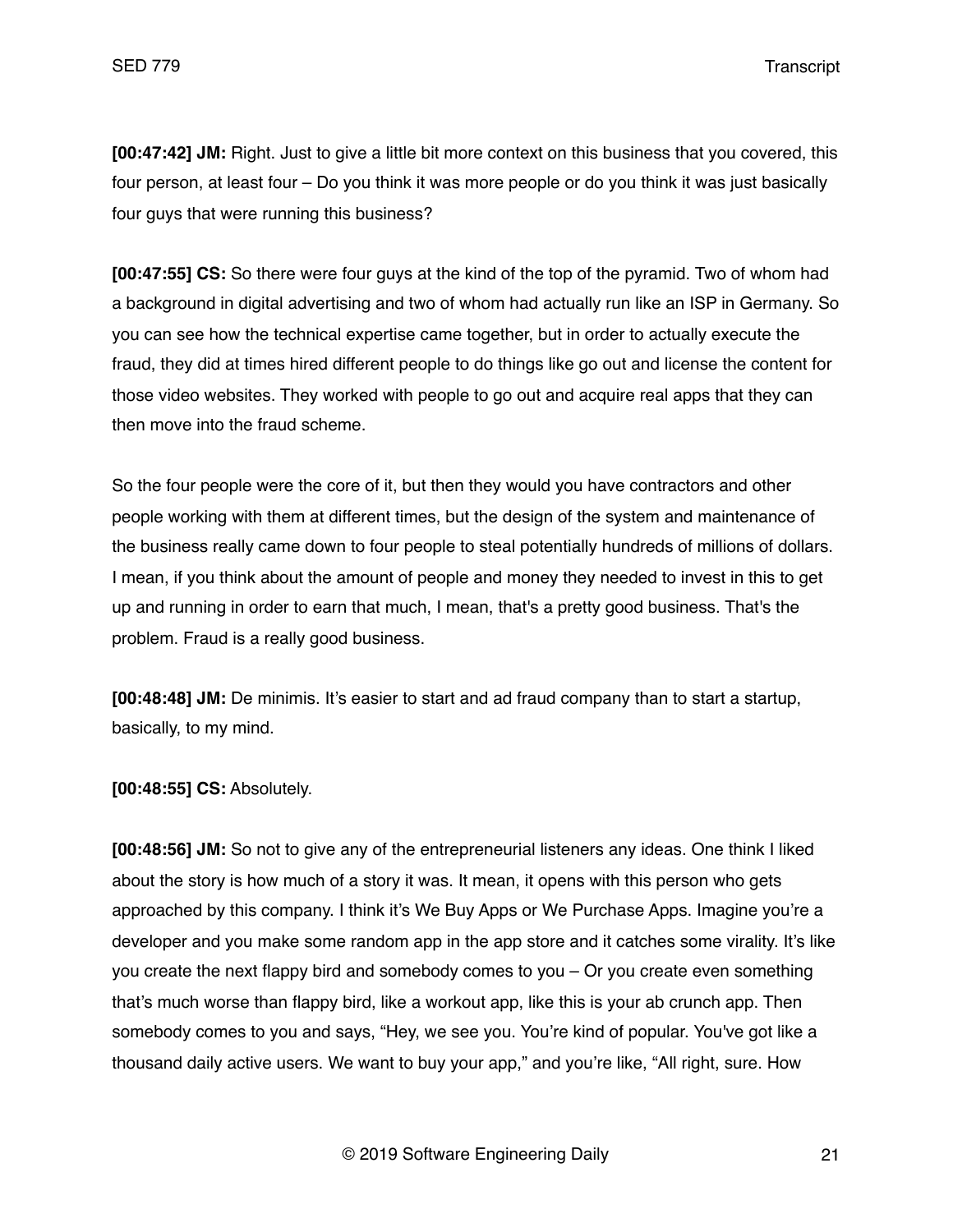**[00:47:42] JM:** Right. Just to give a little bit more context on this business that you covered, this four person, at least four – Do you think it was more people or do you think it was just basically four guys that were running this business?

**[00:47:55] CS:** So there were four guys at the kind of the top of the pyramid. Two of whom had a background in digital advertising and two of whom had actually run like an ISP in Germany. So you can see how the technical expertise came together, but in order to actually execute the fraud, they did at times hired different people to do things like go out and license the content for those video websites. They worked with people to go out and acquire real apps that they can then move into the fraud scheme.

So the four people were the core of it, but then they would you have contractors and other people working with them at different times, but the design of the system and maintenance of the business really came down to four people to steal potentially hundreds of millions of dollars. I mean, if you think about the amount of people and money they needed to invest in this to get up and running in order to earn that much, I mean, that's a pretty good business. That's the problem. Fraud is a really good business.

**[00:48:48] JM:** De minimis. It's easier to start and ad fraud company than to start a startup, basically, to my mind.

**[00:48:55] CS:** Absolutely.

**[00:48:56] JM:** So not to give any of the entrepreneurial listeners any ideas. One think I liked about the story is how much of a story it was. It mean, it opens with this person who gets approached by this company. I think it's We Buy Apps or We Purchase Apps. Imagine you're a developer and you make some random app in the app store and it catches some virality. It's like you create the next flappy bird and somebody comes to you – Or you create even something that's much worse than flappy bird, like a workout app, like this is your ab crunch app. Then somebody comes to you and says, "Hey, we see you. You're kind of popular. You've got like a thousand daily active users. We want to buy your app," and you're like, "All right, sure. How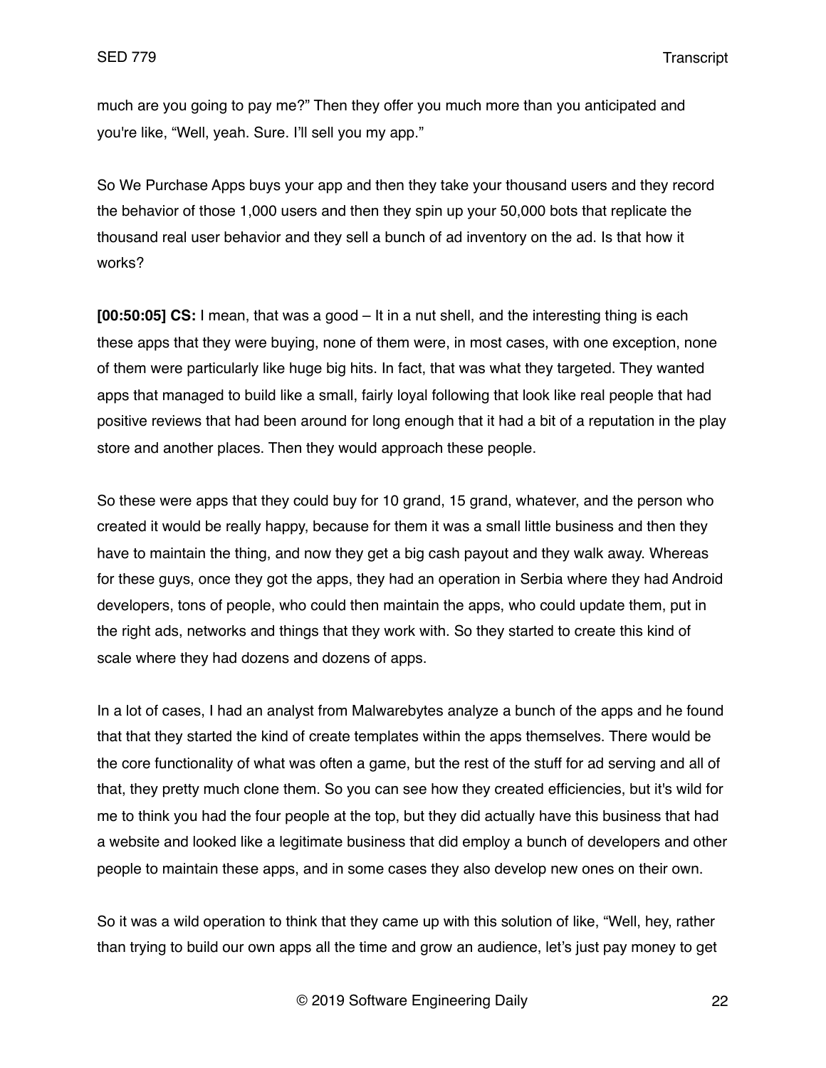much are you going to pay me?" Then they offer you much more than you anticipated and you're like, "Well, yeah. Sure. I'll sell you my app."

So We Purchase Apps buys your app and then they take your thousand users and they record the behavior of those 1,000 users and then they spin up your 50,000 bots that replicate the thousand real user behavior and they sell a bunch of ad inventory on the ad. Is that how it works?

**[00:50:05] CS:** I mean, that was a good – It in a nut shell, and the interesting thing is each these apps that they were buying, none of them were, in most cases, with one exception, none of them were particularly like huge big hits. In fact, that was what they targeted. They wanted apps that managed to build like a small, fairly loyal following that look like real people that had positive reviews that had been around for long enough that it had a bit of a reputation in the play store and another places. Then they would approach these people.

So these were apps that they could buy for 10 grand, 15 grand, whatever, and the person who created it would be really happy, because for them it was a small little business and then they have to maintain the thing, and now they get a big cash payout and they walk away. Whereas for these guys, once they got the apps, they had an operation in Serbia where they had Android developers, tons of people, who could then maintain the apps, who could update them, put in the right ads, networks and things that they work with. So they started to create this kind of scale where they had dozens and dozens of apps.

In a lot of cases, I had an analyst from Malwarebytes analyze a bunch of the apps and he found that that they started the kind of create templates within the apps themselves. There would be the core functionality of what was often a game, but the rest of the stuff for ad serving and all of that, they pretty much clone them. So you can see how they created efficiencies, but it's wild for me to think you had the four people at the top, but they did actually have this business that had a website and looked like a legitimate business that did employ a bunch of developers and other people to maintain these apps, and in some cases they also develop new ones on their own.

So it was a wild operation to think that they came up with this solution of like, "Well, hey, rather than trying to build our own apps all the time and grow an audience, let's just pay money to get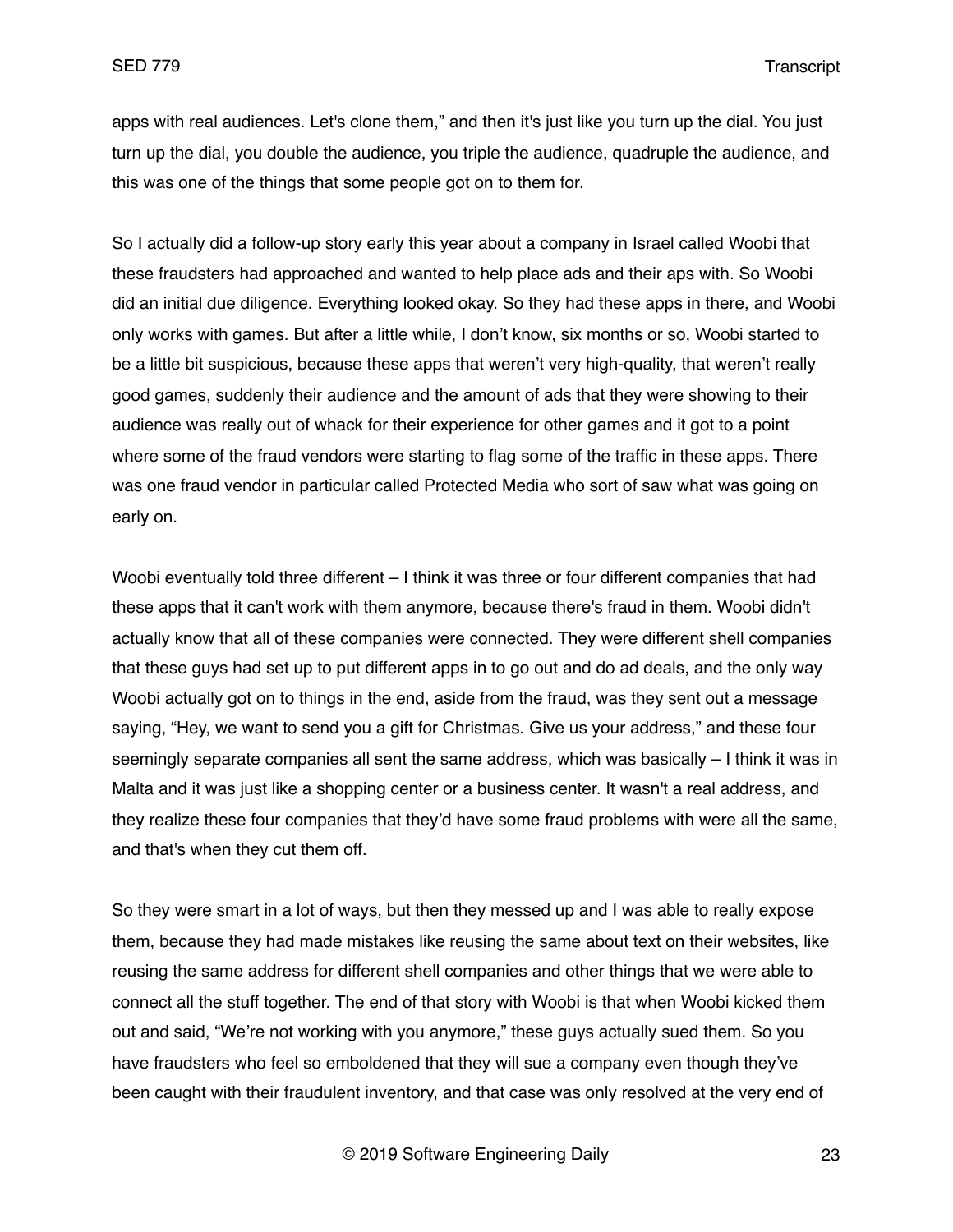apps with real audiences. Let's clone them," and then it's just like you turn up the dial. You just turn up the dial, you double the audience, you triple the audience, quadruple the audience, and this was one of the things that some people got on to them for.

So I actually did a follow-up story early this year about a company in Israel called Woobi that these fraudsters had approached and wanted to help place ads and their aps with. So Woobi did an initial due diligence. Everything looked okay. So they had these apps in there, and Woobi only works with games. But after a little while, I don't know, six months or so, Woobi started to be a little bit suspicious, because these apps that weren't very high-quality, that weren't really good games, suddenly their audience and the amount of ads that they were showing to their audience was really out of whack for their experience for other games and it got to a point where some of the fraud vendors were starting to flag some of the traffic in these apps. There was one fraud vendor in particular called Protected Media who sort of saw what was going on early on.

Woobi eventually told three different – I think it was three or four different companies that had these apps that it can't work with them anymore, because there's fraud in them. Woobi didn't actually know that all of these companies were connected. They were different shell companies that these guys had set up to put different apps in to go out and do ad deals, and the only way Woobi actually got on to things in the end, aside from the fraud, was they sent out a message saying, "Hey, we want to send you a gift for Christmas. Give us your address," and these four seemingly separate companies all sent the same address, which was basically – I think it was in Malta and it was just like a shopping center or a business center. It wasn't a real address, and they realize these four companies that they'd have some fraud problems with were all the same, and that's when they cut them off.

So they were smart in a lot of ways, but then they messed up and I was able to really expose them, because they had made mistakes like reusing the same about text on their websites, like reusing the same address for different shell companies and other things that we were able to connect all the stuff together. The end of that story with Woobi is that when Woobi kicked them out and said, "We're not working with you anymore," these guys actually sued them. So you have fraudsters who feel so emboldened that they will sue a company even though they've been caught with their fraudulent inventory, and that case was only resolved at the very end of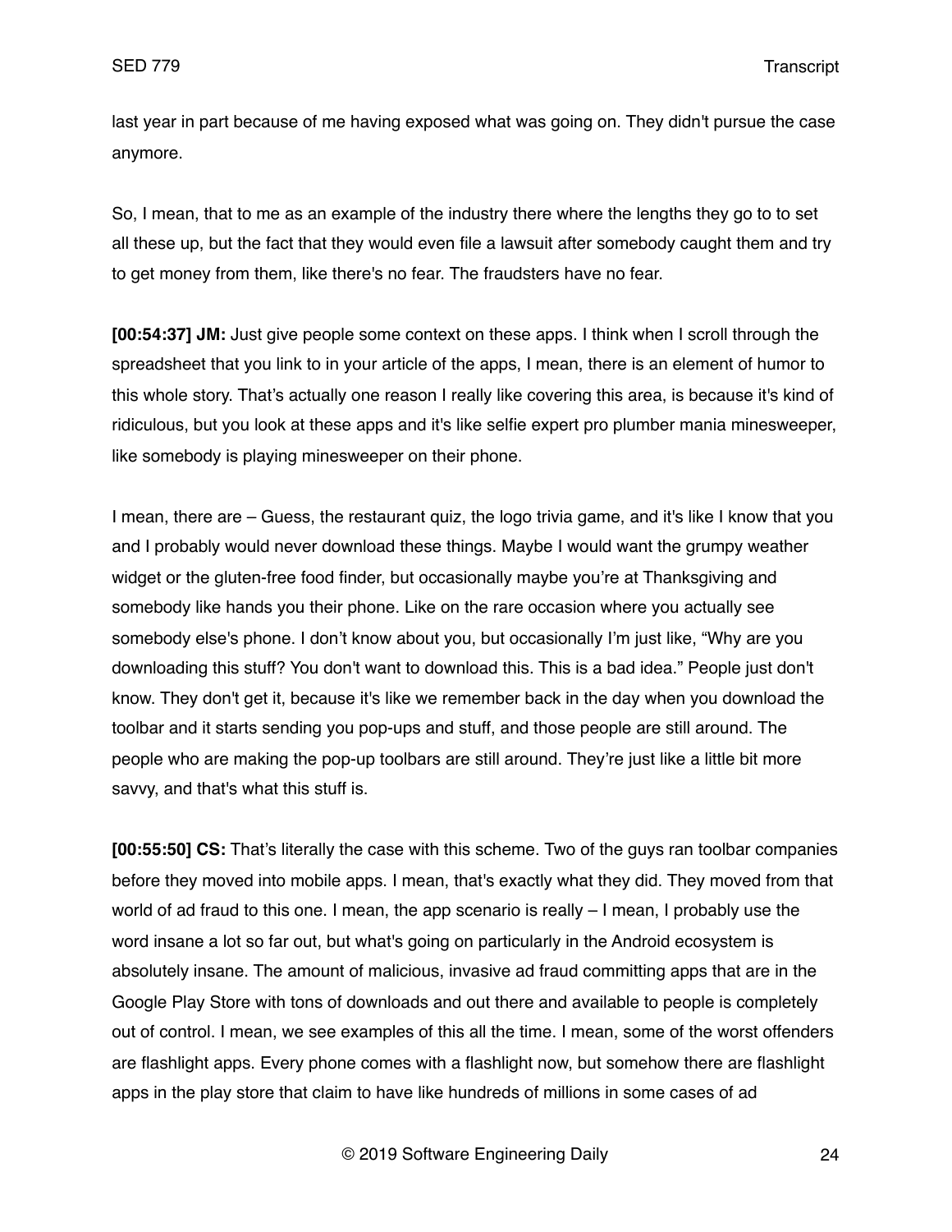last year in part because of me having exposed what was going on. They didn't pursue the case anymore.

So, I mean, that to me as an example of the industry there where the lengths they go to to set all these up, but the fact that they would even file a lawsuit after somebody caught them and try to get money from them, like there's no fear. The fraudsters have no fear.

**[00:54:37] JM:** Just give people some context on these apps. I think when I scroll through the spreadsheet that you link to in your article of the apps, I mean, there is an element of humor to this whole story. That's actually one reason I really like covering this area, is because it's kind of ridiculous, but you look at these apps and it's like selfie expert pro plumber mania minesweeper, like somebody is playing minesweeper on their phone.

I mean, there are – Guess, the restaurant quiz, the logo trivia game, and it's like I know that you and I probably would never download these things. Maybe I would want the grumpy weather widget or the gluten-free food finder, but occasionally maybe you're at Thanksgiving and somebody like hands you their phone. Like on the rare occasion where you actually see somebody else's phone. I don't know about you, but occasionally I'm just like, "Why are you downloading this stuff? You don't want to download this. This is a bad idea." People just don't know. They don't get it, because it's like we remember back in the day when you download the toolbar and it starts sending you pop-ups and stuff, and those people are still around. The people who are making the pop-up toolbars are still around. They're just like a little bit more savvy, and that's what this stuff is.

**[00:55:50] CS:** That's literally the case with this scheme. Two of the guys ran toolbar companies before they moved into mobile apps. I mean, that's exactly what they did. They moved from that world of ad fraud to this one. I mean, the app scenario is really – I mean, I probably use the word insane a lot so far out, but what's going on particularly in the Android ecosystem is absolutely insane. The amount of malicious, invasive ad fraud committing apps that are in the Google Play Store with tons of downloads and out there and available to people is completely out of control. I mean, we see examples of this all the time. I mean, some of the worst offenders are flashlight apps. Every phone comes with a flashlight now, but somehow there are flashlight apps in the play store that claim to have like hundreds of millions in some cases of ad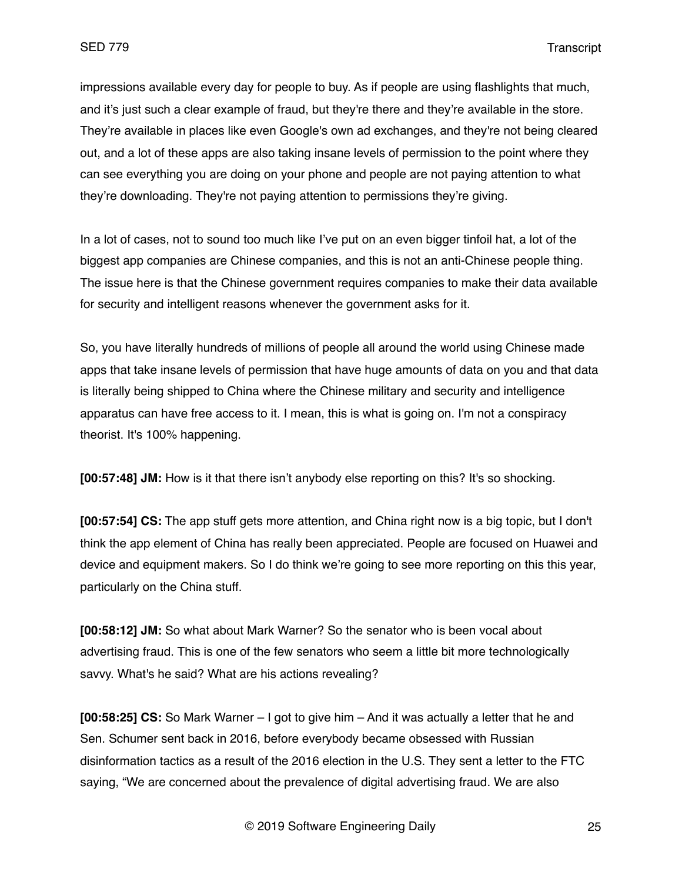impressions available every day for people to buy. As if people are using flashlights that much, and it's just such a clear example of fraud, but they're there and they're available in the store. They're available in places like even Google's own ad exchanges, and they're not being cleared out, and a lot of these apps are also taking insane levels of permission to the point where they can see everything you are doing on your phone and people are not paying attention to what they're downloading. They're not paying attention to permissions they're giving.

In a lot of cases, not to sound too much like I've put on an even bigger tinfoil hat, a lot of the biggest app companies are Chinese companies, and this is not an anti-Chinese people thing. The issue here is that the Chinese government requires companies to make their data available for security and intelligent reasons whenever the government asks for it.

So, you have literally hundreds of millions of people all around the world using Chinese made apps that take insane levels of permission that have huge amounts of data on you and that data is literally being shipped to China where the Chinese military and security and intelligence apparatus can have free access to it. I mean, this is what is going on. I'm not a conspiracy theorist. It's 100% happening.

**[00:57:48] JM:** How is it that there isn't anybody else reporting on this? It's so shocking.

**[00:57:54] CS:** The app stuff gets more attention, and China right now is a big topic, but I don't think the app element of China has really been appreciated. People are focused on Huawei and device and equipment makers. So I do think we're going to see more reporting on this this year, particularly on the China stuff.

**[00:58:12] JM:** So what about Mark Warner? So the senator who is been vocal about advertising fraud. This is one of the few senators who seem a little bit more technologically savvy. What's he said? What are his actions revealing?

**[00:58:25] CS:** So Mark Warner – I got to give him – And it was actually a letter that he and Sen. Schumer sent back in 2016, before everybody became obsessed with Russian disinformation tactics as a result of the 2016 election in the U.S. They sent a letter to the FTC saying, "We are concerned about the prevalence of digital advertising fraud. We are also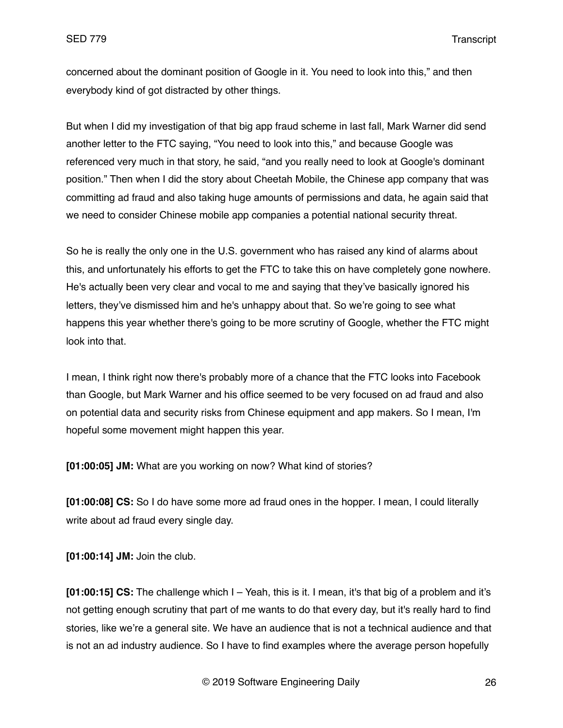concerned about the dominant position of Google in it. You need to look into this," and then everybody kind of got distracted by other things.

But when I did my investigation of that big app fraud scheme in last fall, Mark Warner did send another letter to the FTC saying, "You need to look into this," and because Google was referenced very much in that story, he said, "and you really need to look at Google's dominant position." Then when I did the story about Cheetah Mobile, the Chinese app company that was committing ad fraud and also taking huge amounts of permissions and data, he again said that we need to consider Chinese mobile app companies a potential national security threat.

So he is really the only one in the U.S. government who has raised any kind of alarms about this, and unfortunately his efforts to get the FTC to take this on have completely gone nowhere. He's actually been very clear and vocal to me and saying that they've basically ignored his letters, they've dismissed him and he's unhappy about that. So we're going to see what happens this year whether there's going to be more scrutiny of Google, whether the FTC might look into that.

I mean, I think right now there's probably more of a chance that the FTC looks into Facebook than Google, but Mark Warner and his office seemed to be very focused on ad fraud and also on potential data and security risks from Chinese equipment and app makers. So I mean, I'm hopeful some movement might happen this year.

**[01:00:05] JM:** What are you working on now? What kind of stories?

**[01:00:08] CS:** So I do have some more ad fraud ones in the hopper. I mean, I could literally write about ad fraud every single day.

**[01:00:14] JM:** Join the club.

**[01:00:15] CS:** The challenge which I – Yeah, this is it. I mean, it's that big of a problem and it's not getting enough scrutiny that part of me wants to do that every day, but it's really hard to find stories, like we're a general site. We have an audience that is not a technical audience and that is not an ad industry audience. So I have to find examples where the average person hopefully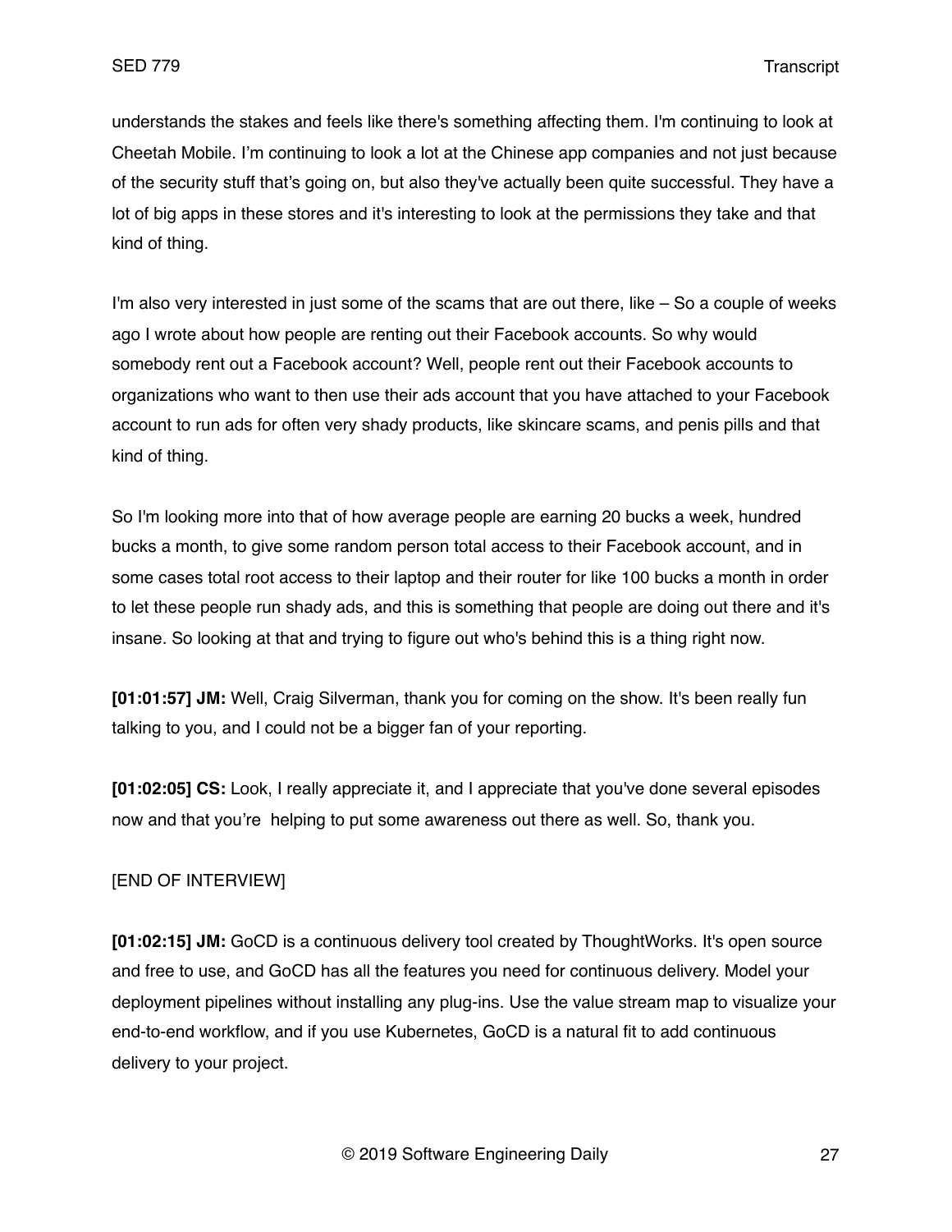understands the stakes and feels like there's something affecting them. I'm continuing to look at Cheetah Mobile. I'm continuing to look a lot at the Chinese app companies and not just because of the security stuff that's going on, but also they've actually been quite successful. They have a lot of big apps in these stores and it's interesting to look at the permissions they take and that kind of thing.

I'm also very interested in just some of the scams that are out there, like – So a couple of weeks ago I wrote about how people are renting out their Facebook accounts. So why would somebody rent out a Facebook account? Well, people rent out their Facebook accounts to organizations who want to then use their ads account that you have attached to your Facebook account to run ads for often very shady products, like skincare scams, and penis pills and that kind of thing.

So I'm looking more into that of how average people are earning 20 bucks a week, hundred bucks a month, to give some random person total access to their Facebook account, and in some cases total root access to their laptop and their router for like 100 bucks a month in order to let these people run shady ads, and this is something that people are doing out there and it's insane. So looking at that and trying to figure out who's behind this is a thing right now.

**[01:01:57] JM:** Well, Craig Silverman, thank you for coming on the show. It's been really fun talking to you, and I could not be a bigger fan of your reporting.

**[01:02:05] CS:** Look, I really appreciate it, and I appreciate that you've done several episodes now and that you're helping to put some awareness out there as well. So, thank you.

[END OF INTERVIEW]

**[01:02:15] JM:** GoCD is a continuous delivery tool created by ThoughtWorks. It's open source and free to use, and GoCD has all the features you need for continuous delivery. Model your deployment pipelines without installing any plug-ins. Use the value stream map to visualize your end-to-end workflow, and if you use Kubernetes, GoCD is a natural fit to add continuous delivery to your project.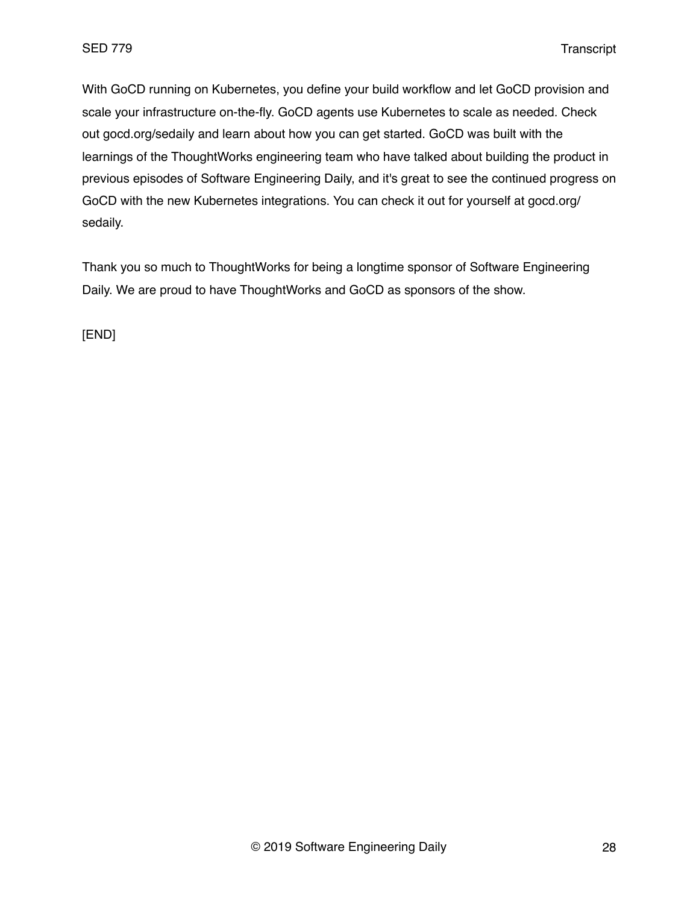With GoCD running on Kubernetes, you define your build workflow and let GoCD provision and scale your infrastructure on-the-fly. GoCD agents use Kubernetes to scale as needed. Check out gocd.org/sedaily and learn about how you can get started. GoCD was built with the learnings of the ThoughtWorks engineering team who have talked about building the product in previous episodes of Software Engineering Daily, and it's great to see the continued progress on GoCD with the new Kubernetes integrations. You can check it out for yourself at gocd.org/sedaily.

Thank you so much to ThoughtWorks for being a longtime sponsor of Software Engineering Daily. We are proud to have ThoughtWorks and GoCD as sponsors of the show.

[END]